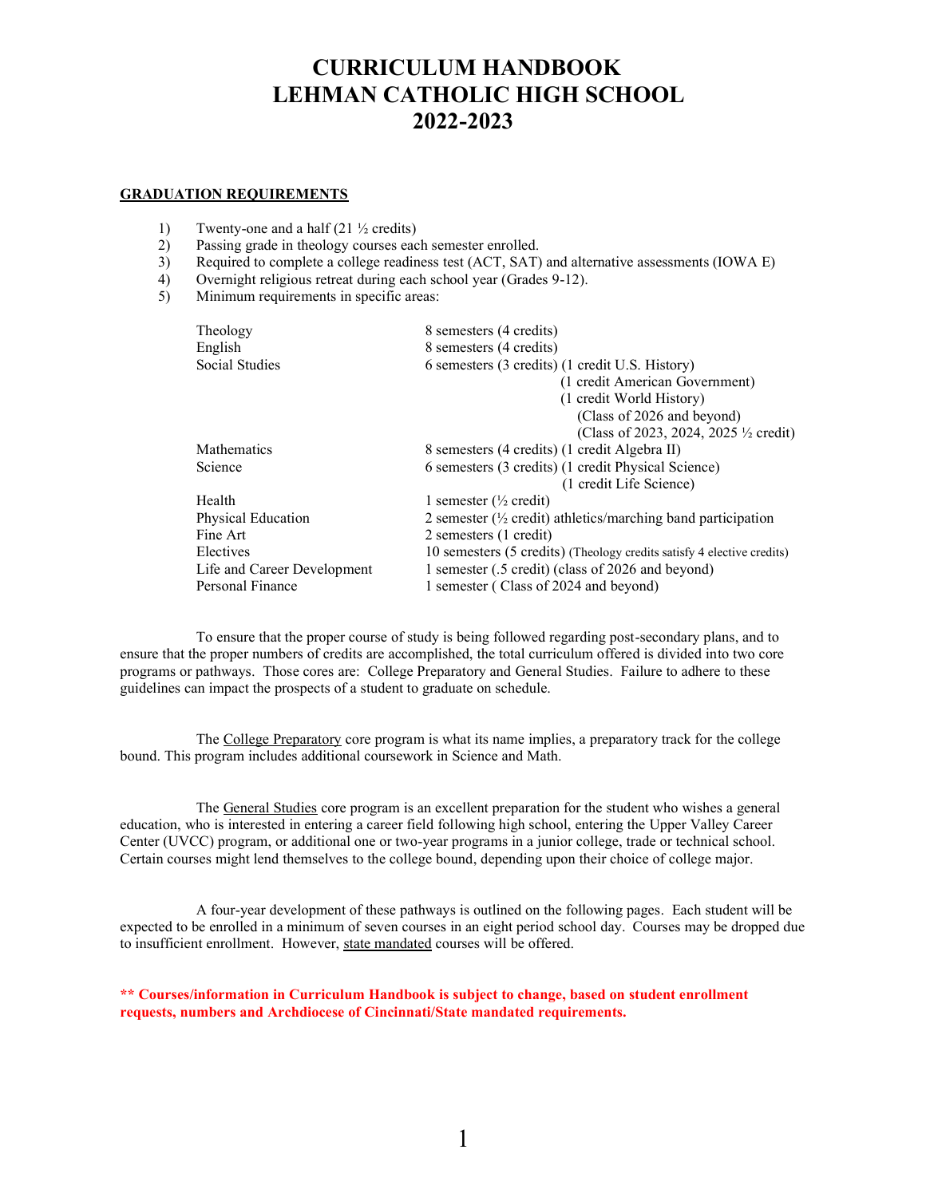# CURRICULUM HANDBOOK
# LEHMAN CATHOLIC HIGH SCHOOL
# 2022-2023

**GRADUATION REQUIREMENTS**

1) Twenty-one and a half (21 ½ credits)
2) Passing grade in theology courses each semester enrolled.
3) Required to complete a college readiness test (ACT, SAT) and alternative assessments (IOWA E)
4) Overnight religious retreat during each school year (Grades 9-12).
5) Minimum requirements in specific areas:

| | |
|---|---|
| Theology | 8 semesters (4 credits) |
| English | 8 semesters (4 credits) |
| Social Studies | 6 semesters (3 credits) (1 credit U.S. History)<br>(1 credit American Government)<br>(1 credit World History)<br>(Class of 2026 and beyond)<br>(Class of 2023, 2024, 2025 ½ credit) |
| Mathematics | 8 semesters (4 credits) (1 credit Algebra II) |
| Science | 6 semesters (3 credits) (1 credit Physical Science)<br>(1 credit Life Science) |
| Health | 1 semester (½ credit) |
| Physical Education | 2 semester (½ credit) athletics/marching band participation |
| Fine Art | 2 semesters (1 credit) |
| Electives | 10 semesters (5 credits) (Theology credits satisfy 4 elective credits) |
| Life and Career Development | 1 semester (.5 credit) (class of 2026 and beyond) |
| Personal Finance | 1 semester ( Class of 2024 and beyond) |

To ensure that the proper course of study is being followed regarding post-secondary plans, and to ensure that the proper numbers of credits are accomplished, the total curriculum offered is divided into two core programs or pathways. Those cores are: College Preparatory and General Studies. Failure to adhere to these guidelines can impact the prospects of a student to graduate on schedule.

The College Preparatory core program is what its name implies, a preparatory track for the college bound. This program includes additional coursework in Science and Math.

The General Studies core program is an excellent preparation for the student who wishes a general education, who is interested in entering a career field following high school, entering the Upper Valley Career Center (UVCC) program, or additional one or two-year programs in a junior college, trade or technical school. Certain courses might lend themselves to the college bound, depending upon their choice of college major.

A four-year development of these pathways is outlined on the following pages. Each student will be expected to be enrolled in a minimum of seven courses in an eight period school day. Courses may be dropped due to insufficient enrollment. However, state mandated courses will be offered.

**\*\* Courses/information in Curriculum Handbook is subject to change, based on student enrollment requests, numbers and Archdiocese of Cincinnati/State mandated requirements.**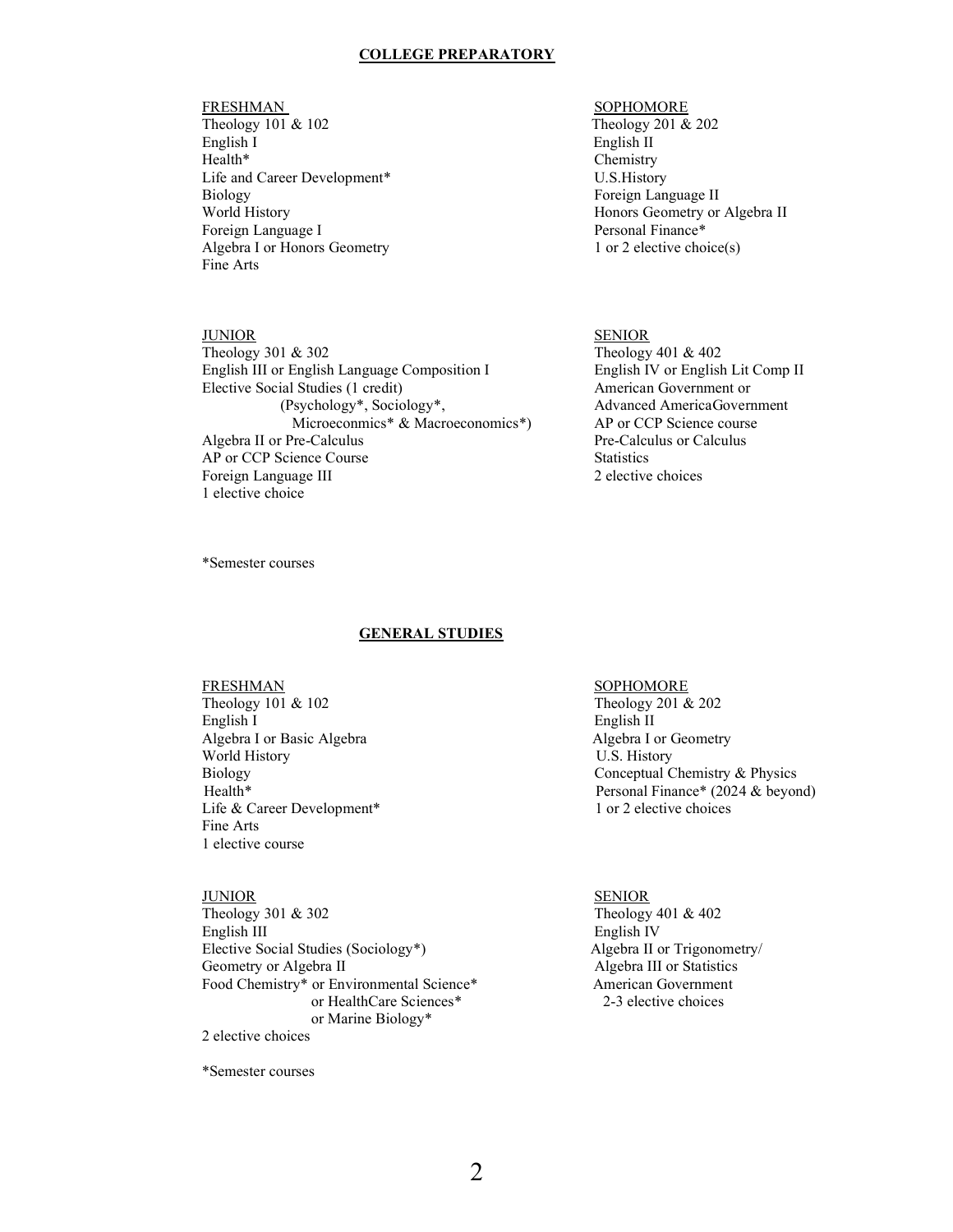## COLLEGE PREPARATORY

### FRESHMAN

Theology 101 & 102
English I
Health*
Life and Career Development*
Biology
World History
Foreign Language I
Algebra I or Honors Geometry
Fine Arts

### SOPHOMORE

Theology 201 & 202
English II
Chemistry
U.S.History
Foreign Language II
Honors Geometry or Algebra II
Personal Finance*
1 or 2 elective choice(s)

### JUNIOR

Theology 301 & 302
English III or English Language Composition I
Elective Social Studies (1 credit)
(Psychology*, Sociology*, Microeconmics* & Macroeconomics*)
Algebra II or Pre-Calculus
AP or CCP Science Course
Foreign Language III
1 elective choice

### SENIOR

Theology 401 & 402
English IV or English Lit Comp II
American Government or Advanced AmericaGovernment
AP or CCP Science course
Pre-Calculus or Calculus
Statistics
2 elective choices

*Semester courses

## GENERAL STUDIES

### FRESHMAN

Theology 101 & 102
English I
Algebra I or Basic Algebra
World History
Biology
Health*
Life & Career Development*
Fine Arts
1 elective course

### SOPHOMORE

Theology 201 & 202
English II
Algebra I or Geometry
U.S. History
Conceptual Chemistry & Physics
Personal Finance* (2024 & beyond)
1 or 2 elective choices

### JUNIOR

Theology 301 & 302
English III
Elective Social Studies (Sociology*)
Geometry or Algebra II
Food Chemistry* or Environmental Science* or HealthCare Sciences* or Marine Biology*
2 elective choices

### SENIOR

Theology 401 & 402
English IV
Algebra II or Trigonometry/ Algebra III or Statistics
American Government
2-3 elective choices

*Semester courses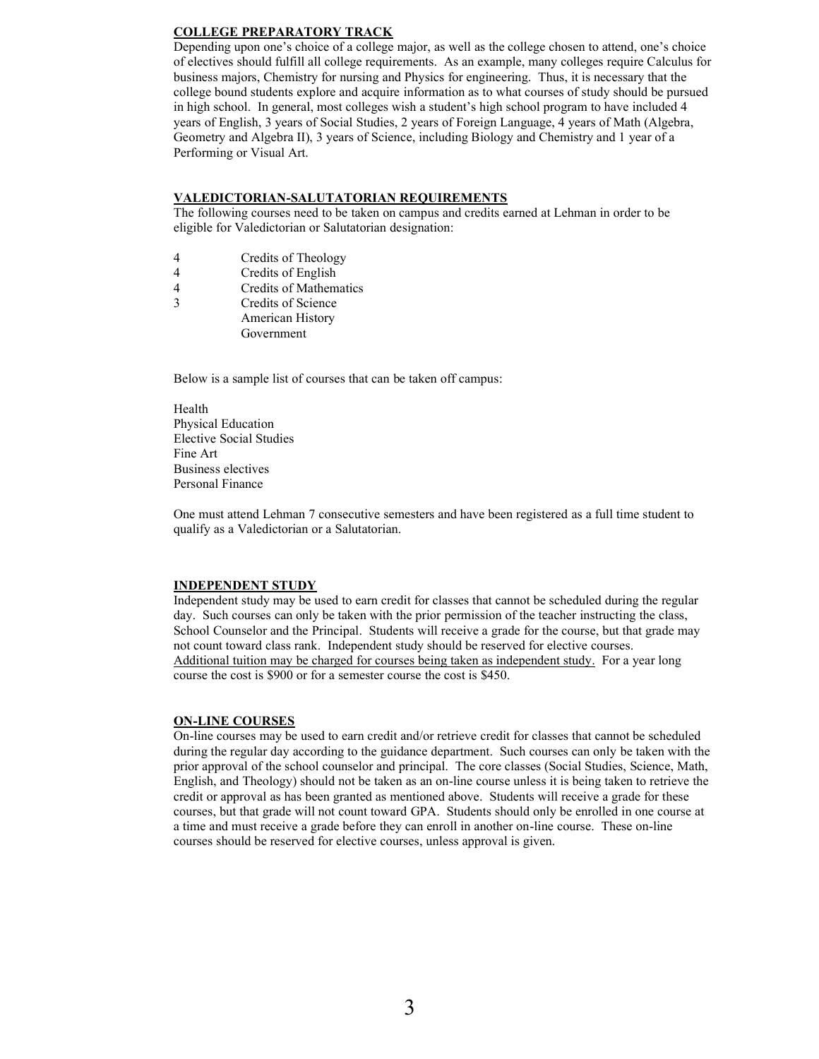## COLLEGE PREPARATORY TRACK

Depending upon one's choice of a college major, as well as the college chosen to attend, one's choice of electives should fulfill all college requirements. As an example, many colleges require Calculus for business majors, Chemistry for nursing and Physics for engineering. Thus, it is necessary that the college bound students explore and acquire information as to what courses of study should be pursued in high school. In general, most colleges wish a student's high school program to have included 4 years of English, 3 years of Social Studies, 2 years of Foreign Language, 4 years of Math (Algebra, Geometry and Algebra II), 3 years of Science, including Biology and Chemistry and 1 year of a Performing or Visual Art.

## VALEDICTORIAN-SALUTATORIAN REQUIREMENTS

The following courses need to be taken on campus and credits earned at Lehman in order to be eligible for Valedictorian or Salutatorian designation:

- 4 Credits of Theology
- 4 Credits of English
- 4 Credits of Mathematics
- 3 Credits of Science
- American History
- Government

Below is a sample list of courses that can be taken off campus:

- Health
- Physical Education
- Elective Social Studies
- Fine Art
- Business electives
- Personal Finance

One must attend Lehman 7 consecutive semesters and have been registered as a full time student to qualify as a Valedictorian or a Salutatorian.

## INDEPENDENT STUDY

Independent study may be used to earn credit for classes that cannot be scheduled during the regular day. Such courses can only be taken with the prior permission of the teacher instructing the class, School Counselor and the Principal. Students will receive a grade for the course, but that grade may not count toward class rank. Independent study should be reserved for elective courses. Additional tuition may be charged for courses being taken as independent study. For a year long course the cost is $900 or for a semester course the cost is $450.

## ON-LINE COURSES

On-line courses may be used to earn credit and/or retrieve credit for classes that cannot be scheduled during the regular day according to the guidance department. Such courses can only be taken with the prior approval of the school counselor and principal. The core classes (Social Studies, Science, Math, English, and Theology) should not be taken as an on-line course unless it is being taken to retrieve the credit or approval as has been granted as mentioned above. Students will receive a grade for these courses, but that grade will not count toward GPA. Students should only be enrolled in one course at a time and must receive a grade before they can enroll in another on-line course. These on-line courses should be reserved for elective courses, unless approval is given.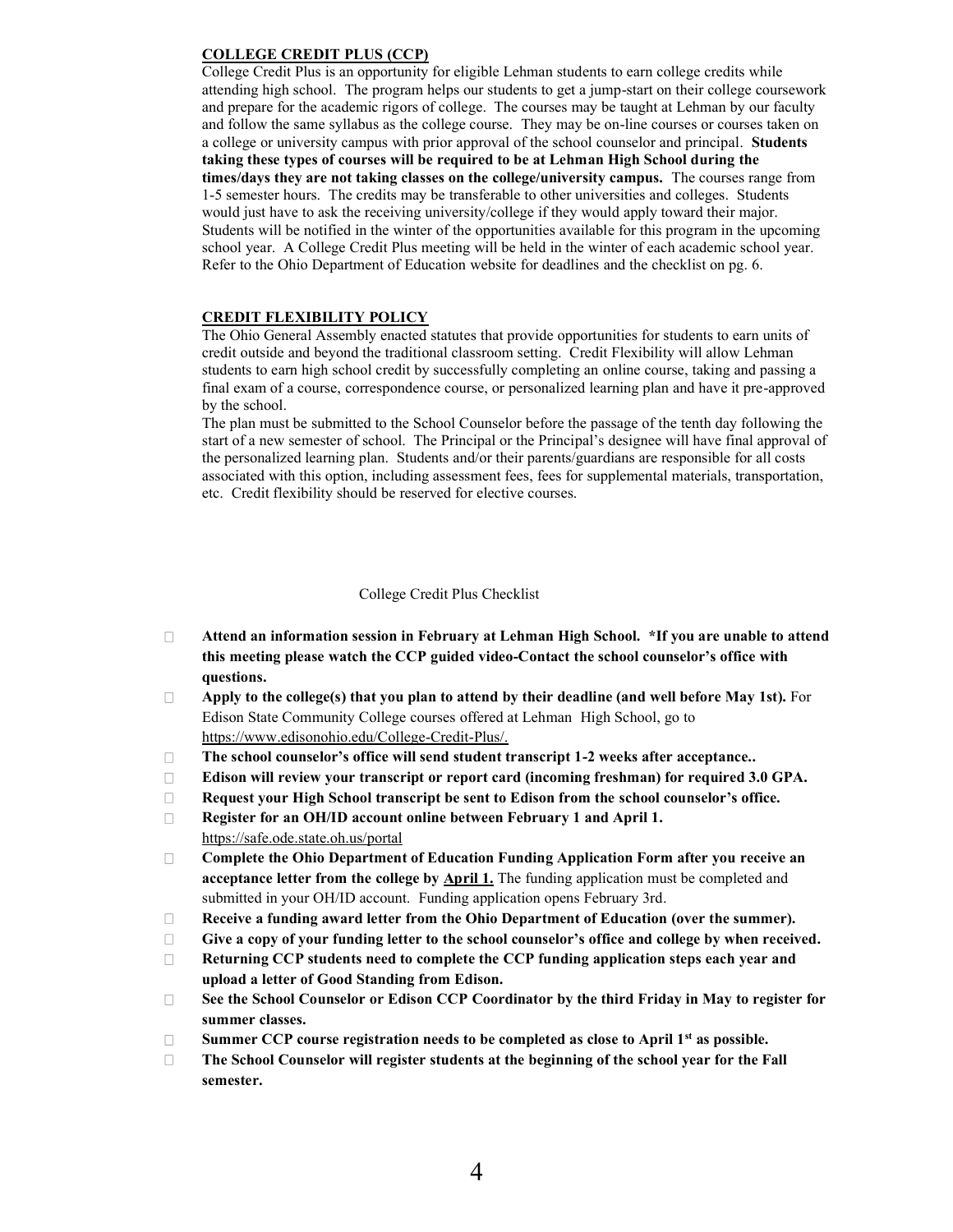## COLLEGE CREDIT PLUS (CCP)

College Credit Plus is an opportunity for eligible Lehman students to earn college credits while attending high school. The program helps our students to get a jump-start on their college coursework and prepare for the academic rigors of college. The courses may be taught at Lehman by our faculty and follow the same syllabus as the college course. They may be on-line courses or courses taken on a college or university campus with prior approval of the school counselor and principal. **Students taking these types of courses will be required to be at Lehman High School during the times/days they are not taking classes on the college/university campus.** The courses range from 1-5 semester hours. The credits may be transferable to other universities and colleges. Students would just have to ask the receiving university/college if they would apply toward their major. Students will be notified in the winter of the opportunities available for this program in the upcoming school year. A College Credit Plus meeting will be held in the winter of each academic school year. Refer to the Ohio Department of Education website for deadlines and the checklist on pg. 6.

## CREDIT FLEXIBILITY POLICY

The Ohio General Assembly enacted statutes that provide opportunities for students to earn units of credit outside and beyond the traditional classroom setting. Credit Flexibility will allow Lehman students to earn high school credit by successfully completing an online course, taking and passing a final exam of a course, correspondence course, or personalized learning plan and have it pre-approved by the school.

The plan must be submitted to the School Counselor before the passage of the tenth day following the start of a new semester of school. The Principal or the Principal's designee will have final approval of the personalized learning plan. Students and/or their parents/guardians are responsible for all costs associated with this option, including assessment fees, fees for supplemental materials, transportation, etc. Credit flexibility should be reserved for elective courses.

College Credit Plus Checklist

- [ ] **Attend an information session in February at Lehman High School. *If you are unable to attend this meeting please watch the CCP guided video-Contact the school counselor's office with questions.**
- [ ] **Apply to the college(s) that you plan to attend by their deadline (and well before May 1st).** For Edison State Community College courses offered at Lehman High School, go to https://www.edisonohio.edu/College-Credit-Plus/.
- [ ] **The school counselor's office will send student transcript 1-2 weeks after acceptance..**
- [ ] **Edison will review your transcript or report card (incoming freshman) for required 3.0 GPA.**
- [ ] **Request your High School transcript be sent to Edison from the school counselor's office.**
- [ ] **Register for an OH/ID account online between February 1 and April 1.** https://safe.ode.state.oh.us/portal
- [ ] **Complete the Ohio Department of Education Funding Application Form after you receive an acceptance letter from the college by April 1.** The funding application must be completed and submitted in your OH/ID account. Funding application opens February 3rd.
- [ ] **Receive a funding award letter from the Ohio Department of Education (over the summer).**
- [ ] **Give a copy of your funding letter to the school counselor's office and college by when received.**
- [ ] **Returning CCP students need to complete the CCP funding application steps each year and upload a letter of Good Standing from Edison.**
- [ ] **See the School Counselor or Edison CCP Coordinator by the third Friday in May to register for summer classes.**
- [ ] **Summer CCP course registration needs to be completed as close to April 1st as possible.**
- [ ] **The School Counselor will register students at the beginning of the school year for the Fall semester.**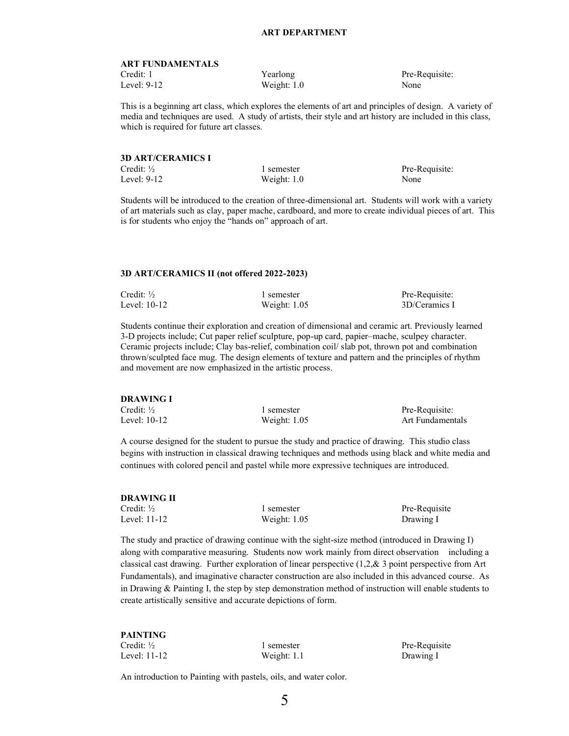# ART DEPARTMENT

## ART FUNDAMENTALS

| | | |
|---|---|---|
| Credit: 1 | Yearlong | Pre-Requisite: |
| Level: 9-12 | Weight: 1.0 | None |

This is a beginning art class, which explores the elements of art and principles of design. A variety of media and techniques are used. A study of artists, their style and art history are included in this class, which is required for future art classes.

## 3D ART/CERAMICS I

| | | |
|---|---|---|
| Credit: ½ | 1 semester | Pre-Requisite: |
| Level: 9-12 | Weight: 1.0 | None |

Students will be introduced to the creation of three-dimensional art. Students will work with a variety of art materials such as clay, paper mache, cardboard, and more to create individual pieces of art. This is for students who enjoy the "hands on" approach of art.

## 3D ART/CERAMICS II (not offered 2022-2023)

| | | |
|---|---|---|
| Credit: ½ | 1 semester | Pre-Requisite: |
| Level: 10-12 | Weight: 1.05 | 3D/Ceramics I |

Students continue their exploration and creation of dimensional and ceramic art. Previously learned 3-D projects include; Cut paper relief sculpture, pop-up card, papier–mache, sculpey character. Ceramic projects include; Clay bas-relief, combination coil/ slab pot, thrown pot and combination thrown/sculpted face mug. The design elements of texture and pattern and the principles of rhythm and movement are now emphasized in the artistic process.

## DRAWING I

| | | |
|---|---|---|
| Credit: ½ | 1 semester | Pre-Requisite: |
| Level: 10-12 | Weight: 1.05 | Art Fundamentals |

A course designed for the student to pursue the study and practice of drawing. This studio class begins with instruction in classical drawing techniques and methods using black and white media and continues with colored pencil and pastel while more expressive techniques are introduced.

## DRAWING II

| | | |
|---|---|---|
| Credit: ½ | 1 semester | Pre-Requisite |
| Level: 11-12 | Weight: 1.05 | Drawing I |

The study and practice of drawing continue with the sight-size method (introduced in Drawing I) along with comparative measuring. Students now work mainly from direct observation including a classical cast drawing. Further exploration of linear perspective (1,2,& 3 point perspective from Art Fundamentals), and imaginative character construction are also included in this advanced course. As in Drawing & Painting I, the step by step demonstration method of instruction will enable students to create artistically sensitive and accurate depictions of form.

## PAINTING

| | | |
|---|---|---|
| Credit: ½ | 1 semester | Pre-Requisite |
| Level: 11-12 | Weight: 1.1 | Drawing I |

An introduction to Painting with pastels, oils, and water color.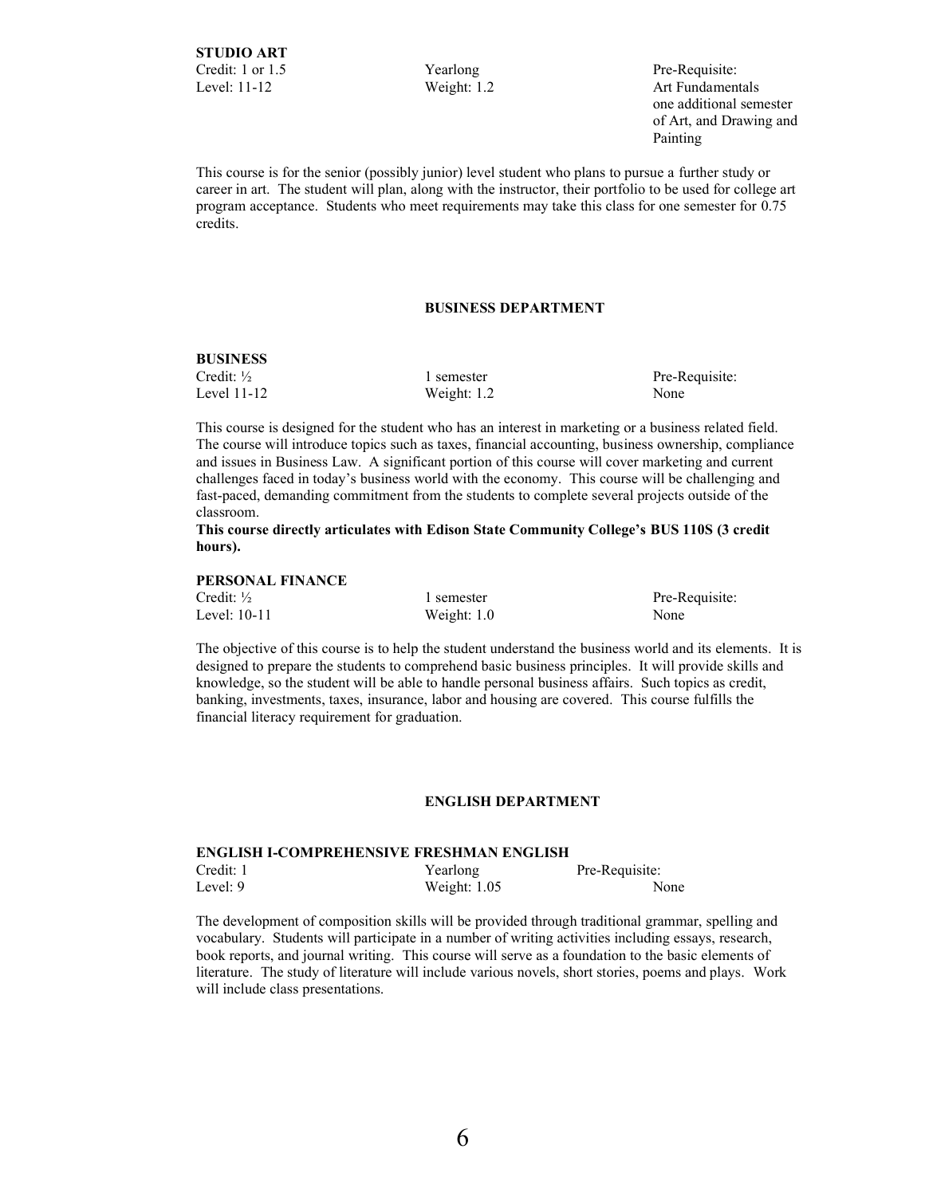**STUDIO ART**

| | | |
|---|---|---|
| Credit: 1 or 1.5 | Yearlong | Pre-Requisite: |
| Level: 11-12 | Weight: 1.2 | Art Fundamentals one additional semester of Art, and Drawing and Painting |

This course is for the senior (possibly junior) level student who plans to pursue a further study or career in art. The student will plan, along with the instructor, their portfolio to be used for college art program acceptance. Students who meet requirements may take this class for one semester for 0.75 credits.

## BUSINESS DEPARTMENT

**BUSINESS**

| | | |
|---|---|---|
| Credit: ½ | 1 semester | Pre-Requisite: |
| Level 11-12 | Weight: 1.2 | None |

This course is designed for the student who has an interest in marketing or a business related field. The course will introduce topics such as taxes, financial accounting, business ownership, compliance and issues in Business Law. A significant portion of this course will cover marketing and current challenges faced in today's business world with the economy. This course will be challenging and fast-paced, demanding commitment from the students to complete several projects outside of the classroom.

**This course directly articulates with Edison State Community College's BUS 110S (3 credit hours).**

**PERSONAL FINANCE**

| | | |
|---|---|---|
| Credit: ½ | 1 semester | Pre-Requisite: |
| Level: 10-11 | Weight: 1.0 | None |

The objective of this course is to help the student understand the business world and its elements. It is designed to prepare the students to comprehend basic business principles. It will provide skills and knowledge, so the student will be able to handle personal business affairs. Such topics as credit, banking, investments, taxes, insurance, labor and housing are covered. This course fulfills the financial literacy requirement for graduation.

## ENGLISH DEPARTMENT

**ENGLISH I-COMPREHENSIVE FRESHMAN ENGLISH**

| | | |
|---|---|---|
| Credit: 1 | Yearlong | Pre-Requisite: |
| Level: 9 | Weight: 1.05 | None |

The development of composition skills will be provided through traditional grammar, spelling and vocabulary. Students will participate in a number of writing activities including essays, research, book reports, and journal writing. This course will serve as a foundation to the basic elements of literature. The study of literature will include various novels, short stories, poems and plays. Work will include class presentations.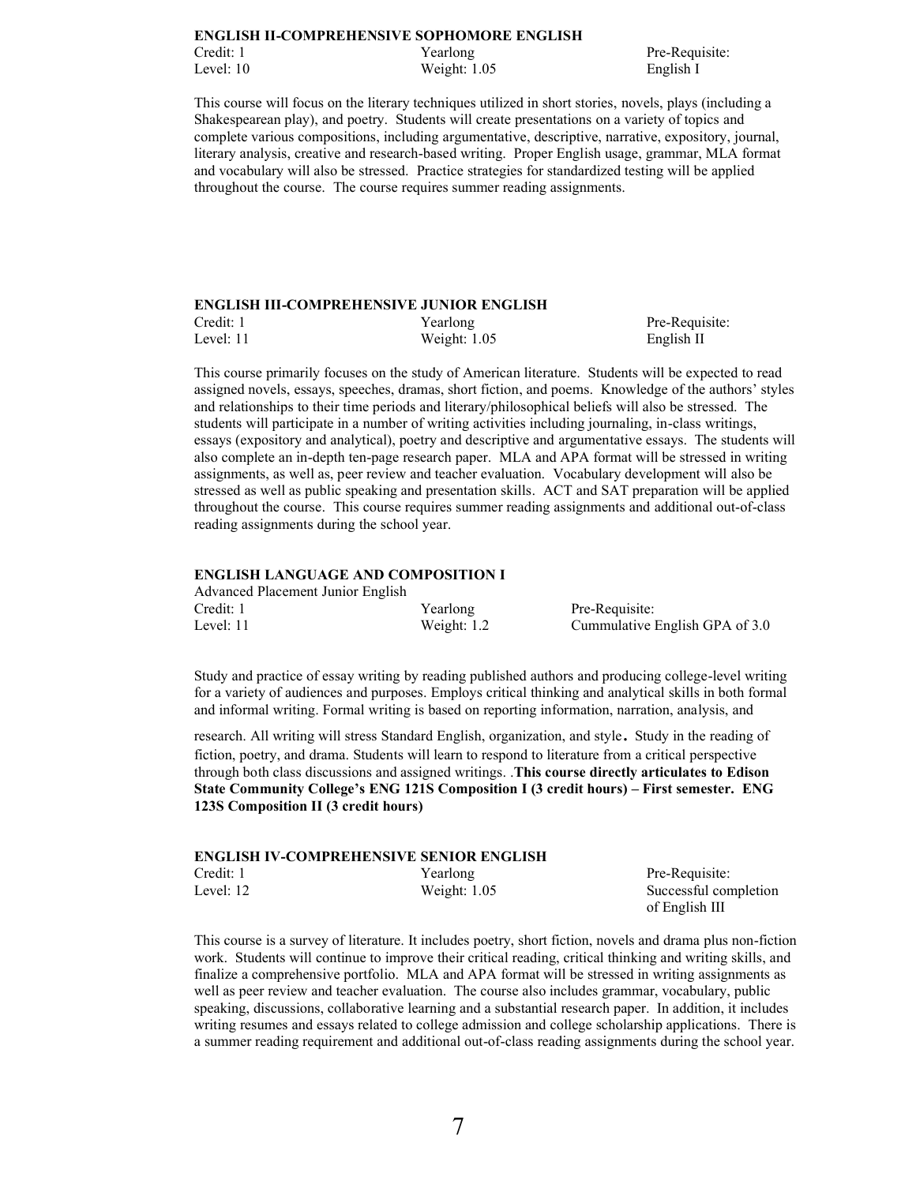**ENGLISH II-COMPREHENSIVE SOPHOMORE ENGLISH**

| Credit: 1 | Yearlong | Pre-Requisite: |
|---|---|---|
| Level: 10 | Weight: 1.05 | English I |

This course will focus on the literary techniques utilized in short stories, novels, plays (including a Shakespearean play), and poetry. Students will create presentations on a variety of topics and complete various compositions, including argumentative, descriptive, narrative, expository, journal, literary analysis, creative and research-based writing. Proper English usage, grammar, MLA format and vocabulary will also be stressed. Practice strategies for standardized testing will be applied throughout the course. The course requires summer reading assignments.

**ENGLISH III-COMPREHENSIVE JUNIOR ENGLISH**

| Credit: 1 | Yearlong | Pre-Requisite: |
|---|---|---|
| Level: 11 | Weight: 1.05 | English II |

This course primarily focuses on the study of American literature. Students will be expected to read assigned novels, essays, speeches, dramas, short fiction, and poems. Knowledge of the authors' styles and relationships to their time periods and literary/philosophical beliefs will also be stressed. The students will participate in a number of writing activities including journaling, in-class writings, essays (expository and analytical), poetry and descriptive and argumentative essays. The students will also complete an in-depth ten-page research paper. MLA and APA format will be stressed in writing assignments, as well as, peer review and teacher evaluation. Vocabulary development will also be stressed as well as public speaking and presentation skills. ACT and SAT preparation will be applied throughout the course. This course requires summer reading assignments and additional out-of-class reading assignments during the school year.

**ENGLISH LANGUAGE AND COMPOSITION I**

Advanced Placement Junior English

| Credit: 1 | Yearlong | Pre-Requisite: |
|---|---|---|
| Level: 11 | Weight: 1.2 | Cummulative English GPA of 3.0 |

Study and practice of essay writing by reading published authors and producing college-level writing for a variety of audiences and purposes. Employs critical thinking and analytical skills in both formal and informal writing. Formal writing is based on reporting information, narration, analysis, and research. All writing will stress Standard English, organization, and style. Study in the reading of fiction, poetry, and drama. Students will learn to respond to literature from a critical perspective through both class discussions and assigned writings. .**This course directly articulates to Edison State Community College's ENG 121S Composition I (3 credit hours) – First semester. ENG 123S Composition II (3 credit hours)**

**ENGLISH IV-COMPREHENSIVE SENIOR ENGLISH**

| Credit: 1 | Yearlong | Pre-Requisite: |
|---|---|---|
| Level: 12 | Weight: 1.05 | Successful completion of English III |

This course is a survey of literature. It includes poetry, short fiction, novels and drama plus non-fiction work. Students will continue to improve their critical reading, critical thinking and writing skills, and finalize a comprehensive portfolio. MLA and APA format will be stressed in writing assignments as well as peer review and teacher evaluation. The course also includes grammar, vocabulary, public speaking, discussions, collaborative learning and a substantial research paper. In addition, it includes writing resumes and essays related to college admission and college scholarship applications. There is a summer reading requirement and additional out-of-class reading assignments during the school year.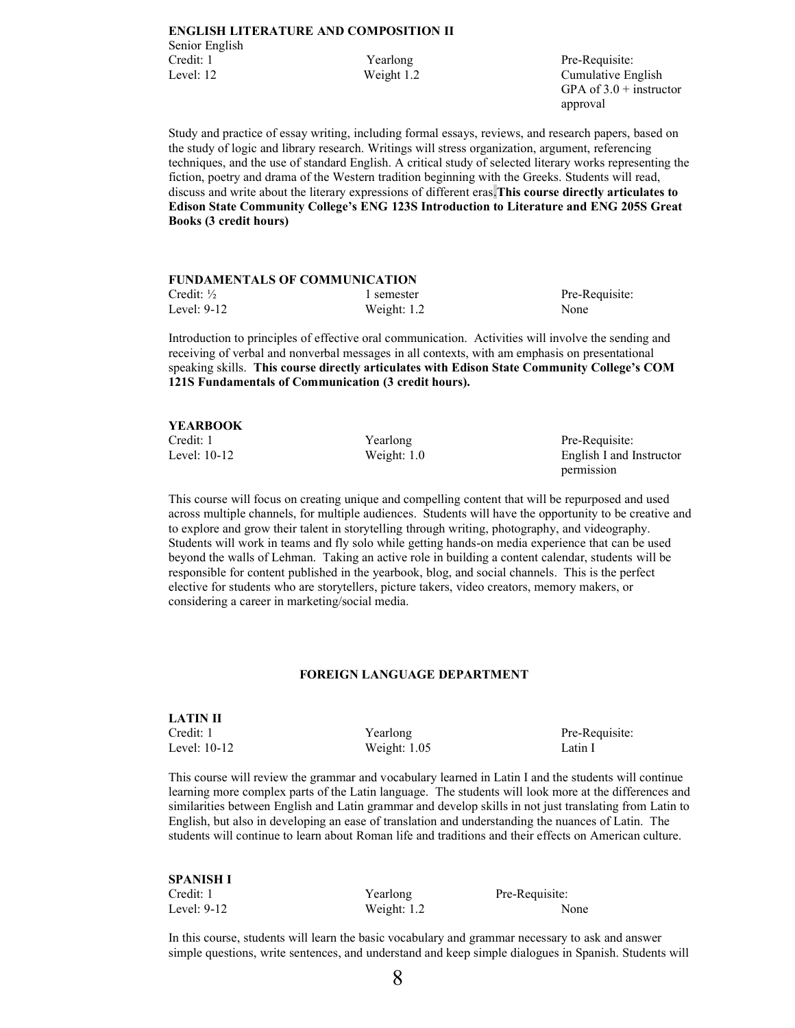### ENGLISH LITERATURE AND COMPOSITION II

Senior English

| | | |
|---|---|---|
| Credit: 1 | Yearlong | Pre-Requisite: |
| Level: 12 | Weight 1.2 | Cumulative English GPA of 3.0 + instructor approval |

Study and practice of essay writing, including formal essays, reviews, and research papers, based on the study of logic and library research. Writings will stress organization, argument, referencing techniques, and the use of standard English. A critical study of selected literary works representing the fiction, poetry and drama of the Western tradition beginning with the Greeks. Students will read, discuss and write about the literary expressions of different eras. **This course directly articulates to Edison State Community College's ENG 123S Introduction to Literature and ENG 205S Great Books (3 credit hours)**

### FUNDAMENTALS OF COMMUNICATION

| | | |
|---|---|---|
| Credit: ½ | 1 semester | Pre-Requisite: |
| Level: 9-12 | Weight: 1.2 | None |

Introduction to principles of effective oral communication. Activities will involve the sending and receiving of verbal and nonverbal messages in all contexts, with am emphasis on presentational speaking skills. **This course directly articulates with Edison State Community College's COM 121S Fundamentals of Communication (3 credit hours).**

### YEARBOOK

| | | |
|---|---|---|
| Credit: 1 | Yearlong | Pre-Requisite: |
| Level: 10-12 | Weight: 1.0 | English I and Instructor permission |

This course will focus on creating unique and compelling content that will be repurposed and used across multiple channels, for multiple audiences. Students will have the opportunity to be creative and to explore and grow their talent in storytelling through writing, photography, and videography. Students will work in teams and fly solo while getting hands-on media experience that can be used beyond the walls of Lehman. Taking an active role in building a content calendar, students will be responsible for content published in the yearbook, blog, and social channels. This is the perfect elective for students who are storytellers, picture takers, video creators, memory makers, or considering a career in marketing/social media.

## FOREIGN LANGUAGE DEPARTMENT

### LATIN II

| | | |
|---|---|---|
| Credit: 1 | Yearlong | Pre-Requisite: |
| Level: 10-12 | Weight: 1.05 | Latin I |

This course will review the grammar and vocabulary learned in Latin I and the students will continue learning more complex parts of the Latin language. The students will look more at the differences and similarities between English and Latin grammar and develop skills in not just translating from Latin to English, but also in developing an ease of translation and understanding the nuances of Latin. The students will continue to learn about Roman life and traditions and their effects on American culture.

### SPANISH I

| | | |
|---|---|---|
| Credit: 1 | Yearlong | Pre-Requisite: |
| Level: 9-12 | Weight: 1.2 | None |

In this course, students will learn the basic vocabulary and grammar necessary to ask and answer simple questions, write sentences, and understand and keep simple dialogues in Spanish. Students will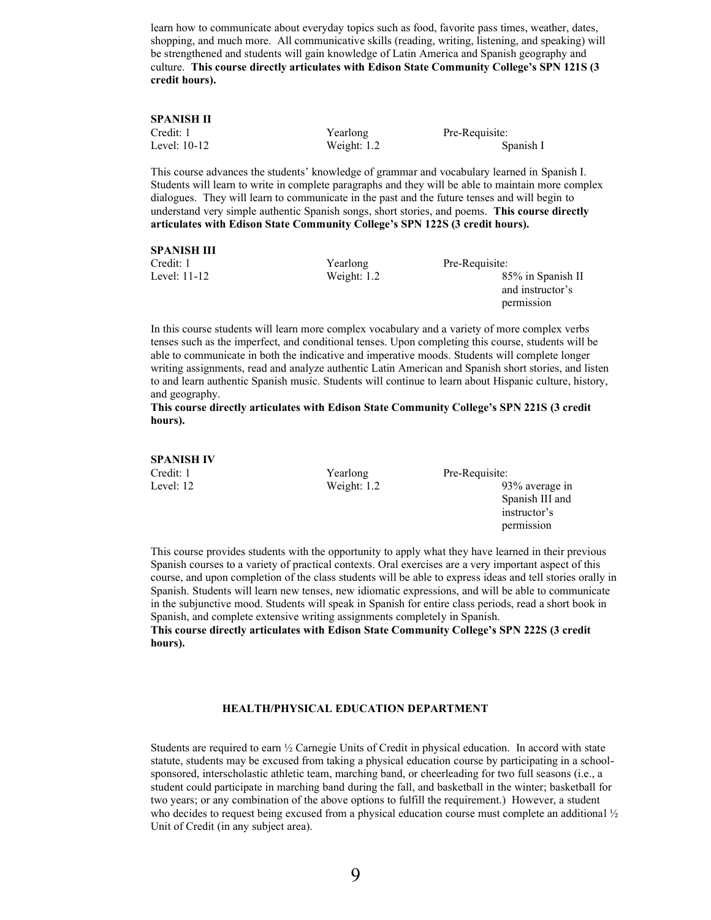learn how to communicate about everyday topics such as food, favorite pass times, weather, dates, shopping, and much more. All communicative skills (reading, writing, listening, and speaking) will be strengthened and students will gain knowledge of Latin America and Spanish geography and culture. **This course directly articulates with Edison State Community College's SPN 121S (3 credit hours).**

**SPANISH II**

| | | |
|---|---|---|
| Credit: 1 | Yearlong | Pre-Requisite: |
| Level: 10-12 | Weight: 1.2 | Spanish I |

This course advances the students' knowledge of grammar and vocabulary learned in Spanish I. Students will learn to write in complete paragraphs and they will be able to maintain more complex dialogues. They will learn to communicate in the past and the future tenses and will begin to understand very simple authentic Spanish songs, short stories, and poems. **This course directly articulates with Edison State Community College's SPN 122S (3 credit hours).**

**SPANISH III**

| | | |
|---|---|---|
| Credit: 1 | Yearlong | Pre-Requisite: |
| Level: 11-12 | Weight: 1.2 | 85% in Spanish II and instructor's permission |

In this course students will learn more complex vocabulary and a variety of more complex verbs tenses such as the imperfect, and conditional tenses. Upon completing this course, students will be able to communicate in both the indicative and imperative moods. Students will complete longer writing assignments, read and analyze authentic Latin American and Spanish short stories, and listen to and learn authentic Spanish music. Students will continue to learn about Hispanic culture, history, and geography.

**This course directly articulates with Edison State Community College's SPN 221S (3 credit hours).**

**SPANISH IV**

| | | |
|---|---|---|
| Credit: 1 | Yearlong | Pre-Requisite: |
| Level: 12 | Weight: 1.2 | 93% average in Spanish III and instructor's permission |

This course provides students with the opportunity to apply what they have learned in their previous Spanish courses to a variety of practical contexts. Oral exercises are a very important aspect of this course, and upon completion of the class students will be able to express ideas and tell stories orally in Spanish. Students will learn new tenses, new idiomatic expressions, and will be able to communicate in the subjunctive mood. Students will speak in Spanish for entire class periods, read a short book in Spanish, and complete extensive writing assignments completely in Spanish.

**This course directly articulates with Edison State Community College's SPN 222S (3 credit hours).**

## HEALTH/PHYSICAL EDUCATION DEPARTMENT

Students are required to earn ½ Carnegie Units of Credit in physical education. In accord with state statute, students may be excused from taking a physical education course by participating in a school-sponsored, interscholastic athletic team, marching band, or cheerleading for two full seasons (i.e., a student could participate in marching band during the fall, and basketball in the winter; basketball for two years; or any combination of the above options to fulfill the requirement.) However, a student who decides to request being excused from a physical education course must complete an additional ½ Unit of Credit (in any subject area).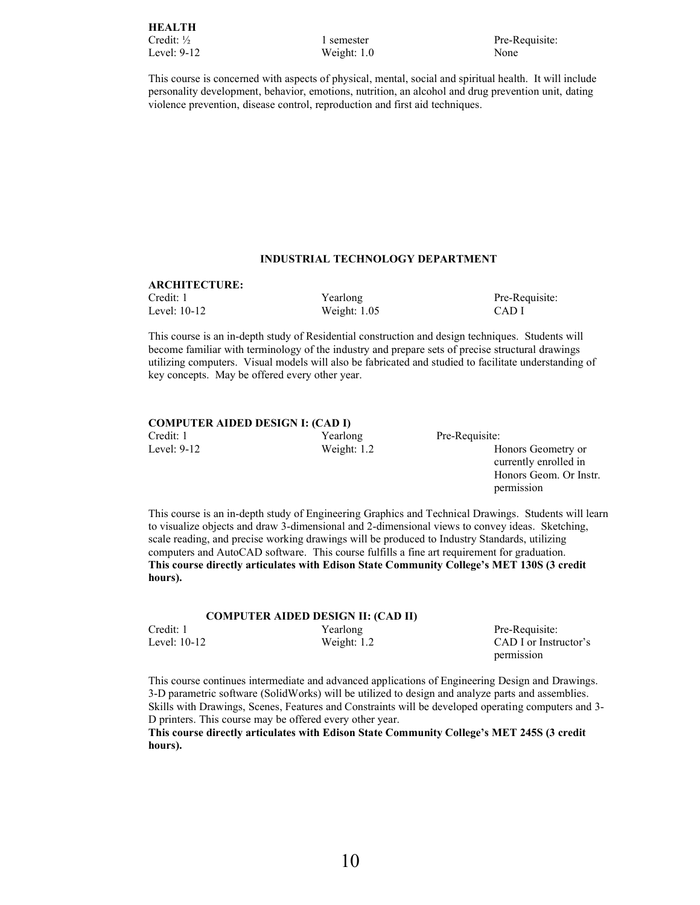**HEALTH**

| Credit: ½ | 1 semester | Pre-Requisite: |
|---|---|---|
| Level: 9-12 | Weight: 1.0 | None |

This course is concerned with aspects of physical, mental, social and spiritual health. It will include personality development, behavior, emotions, nutrition, an alcohol and drug prevention unit, dating violence prevention, disease control, reproduction and first aid techniques.

## INDUSTRIAL TECHNOLOGY DEPARTMENT

**ARCHITECTURE:**

| Credit: 1 | Yearlong | Pre-Requisite: |
|---|---|---|
| Level: 10-12 | Weight: 1.05 | CAD I |

This course is an in-depth study of Residential construction and design techniques. Students will become familiar with terminology of the industry and prepare sets of precise structural drawings utilizing computers. Visual models will also be fabricated and studied to facilitate understanding of key concepts. May be offered every other year.

**COMPUTER AIDED DESIGN I: (CAD I)**

| Credit: 1 | Yearlong | Pre-Requisite: |
|---|---|---|
| Level: 9-12 | Weight: 1.2 | Honors Geometry or currently enrolled in Honors Geom. Or Instr. permission |

This course is an in-depth study of Engineering Graphics and Technical Drawings. Students will learn to visualize objects and draw 3-dimensional and 2-dimensional views to convey ideas. Sketching, scale reading, and precise working drawings will be produced to Industry Standards, utilizing computers and AutoCAD software. This course fulfills a fine art requirement for graduation.
**This course directly articulates with Edison State Community College's MET 130S (3 credit hours).**

**COMPUTER AIDED DESIGN II: (CAD II)**

| Credit: 1 | Yearlong | Pre-Requisite: |
|---|---|---|
| Level: 10-12 | Weight: 1.2 | CAD I or Instructor's permission |

This course continues intermediate and advanced applications of Engineering Design and Drawings. 3-D parametric software (SolidWorks) will be utilized to design and analyze parts and assemblies. Skills with Drawings, Scenes, Features and Constraints will be developed operating computers and 3-D printers. This course may be offered every other year.
**This course directly articulates with Edison State Community College's MET 245S (3 credit hours).**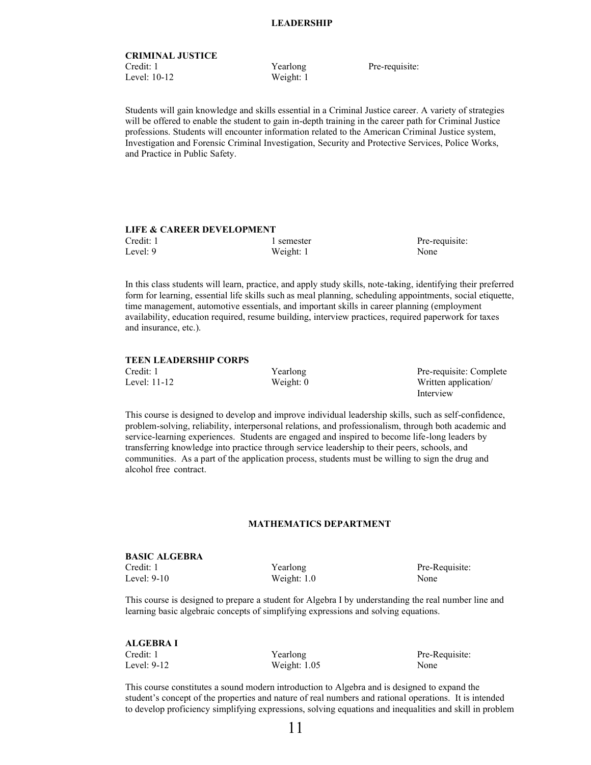## LEADERSHIP

### CRIMINAL JUSTICE

| Credit: 1 | Yearlong | Pre-requisite: |
|---|---|---|
| Level: 10-12 | Weight: 1 | |

Students will gain knowledge and skills essential in a Criminal Justice career. A variety of strategies will be offered to enable the student to gain in-depth training in the career path for Criminal Justice professions. Students will encounter information related to the American Criminal Justice system, Investigation and Forensic Criminal Investigation, Security and Protective Services, Police Works, and Practice in Public Safety.

### LIFE & CAREER DEVELOPMENT

| Credit: 1 | 1 semester | Pre-requisite: |
|---|---|---|
| Level: 9 | Weight: 1 | None |

In this class students will learn, practice, and apply study skills, note-taking, identifying their preferred form for learning, essential life skills such as meal planning, scheduling appointments, social etiquette, time management, automotive essentials, and important skills in career planning (employment availability, education required, resume building, interview practices, required paperwork for taxes and insurance, etc.).

### TEEN LEADERSHIP CORPS

| Credit: 1 | Yearlong | Pre-requisite: Complete |
|---|---|---|
| Level: 11-12 | Weight: 0 | Written application/ Interview |

This course is designed to develop and improve individual leadership skills, such as self-confidence, problem-solving, reliability, interpersonal relations, and professionalism, through both academic and service-learning experiences. Students are engaged and inspired to become life-long leaders by transferring knowledge into practice through service leadership to their peers, schools, and communities. As a part of the application process, students must be willing to sign the drug and alcohol free contract.

## MATHEMATICS DEPARTMENT

### BASIC ALGEBRA

| Credit: 1 | Yearlong | Pre-Requisite: |
|---|---|---|
| Level: 9-10 | Weight: 1.0 | None |

This course is designed to prepare a student for Algebra I by understanding the real number line and learning basic algebraic concepts of simplifying expressions and solving equations.

### ALGEBRA I

| Credit: 1 | Yearlong | Pre-Requisite: |
|---|---|---|
| Level: 9-12 | Weight: 1.05 | None |

This course constitutes a sound modern introduction to Algebra and is designed to expand the student's concept of the properties and nature of real numbers and rational operations. It is intended to develop proficiency simplifying expressions, solving equations and inequalities and skill in problem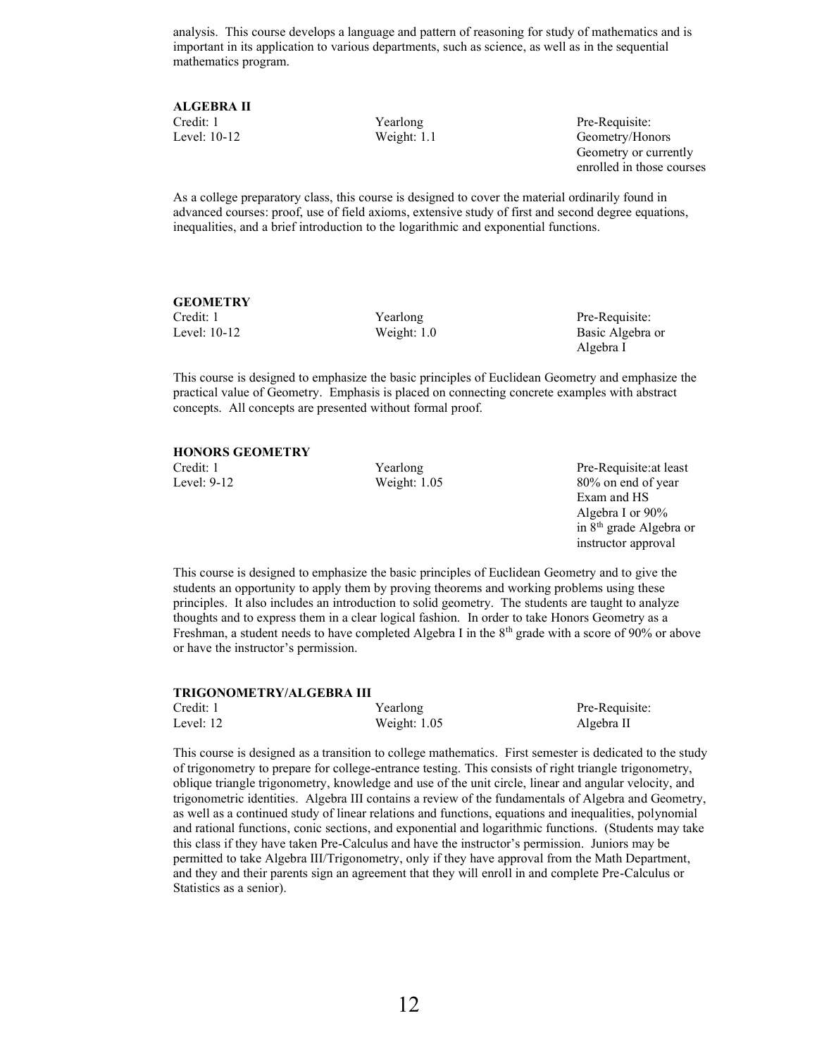analysis. This course develops a language and pattern of reasoning for study of mathematics and is important in its application to various departments, such as science, as well as in the sequential mathematics program.

**ALGEBRA II**

| | | |
|---|---|---|
| Credit: 1 | Yearlong | Pre-Requisite: |
| Level: 10-12 | Weight: 1.1 | Geometry/Honors Geometry or currently enrolled in those courses |

As a college preparatory class, this course is designed to cover the material ordinarily found in advanced courses: proof, use of field axioms, extensive study of first and second degree equations, inequalities, and a brief introduction to the logarithmic and exponential functions.

**GEOMETRY**

| | | |
|---|---|---|
| Credit: 1 | Yearlong | Pre-Requisite: |
| Level: 10-12 | Weight: 1.0 | Basic Algebra or Algebra I |

This course is designed to emphasize the basic principles of Euclidean Geometry and emphasize the practical value of Geometry. Emphasis is placed on connecting concrete examples with abstract concepts. All concepts are presented without formal proof.

**HONORS GEOMETRY**

| | | |
|---|---|---|
| Credit: 1 | Yearlong | Pre-Requisite:at least |
| Level: 9-12 | Weight: 1.05 | 80% on end of year Exam and HS Algebra I or 90% in 8th grade Algebra or instructor approval |

This course is designed to emphasize the basic principles of Euclidean Geometry and to give the students an opportunity to apply them by proving theorems and working problems using these principles. It also includes an introduction to solid geometry. The students are taught to analyze thoughts and to express them in a clear logical fashion. In order to take Honors Geometry as a Freshman, a student needs to have completed Algebra I in the 8th grade with a score of 90% or above or have the instructor's permission.

**TRIGONOMETRY/ALGEBRA III**

| | | |
|---|---|---|
| Credit: 1 | Yearlong | Pre-Requisite: |
| Level: 12 | Weight: 1.05 | Algebra II |

This course is designed as a transition to college mathematics. First semester is dedicated to the study of trigonometry to prepare for college-entrance testing. This consists of right triangle trigonometry, oblique triangle trigonometry, knowledge and use of the unit circle, linear and angular velocity, and trigonometric identities. Algebra III contains a review of the fundamentals of Algebra and Geometry, as well as a continued study of linear relations and functions, equations and inequalities, polynomial and rational functions, conic sections, and exponential and logarithmic functions. (Students may take this class if they have taken Pre-Calculus and have the instructor's permission. Juniors may be permitted to take Algebra III/Trigonometry, only if they have approval from the Math Department, and they and their parents sign an agreement that they will enroll in and complete Pre-Calculus or Statistics as a senior).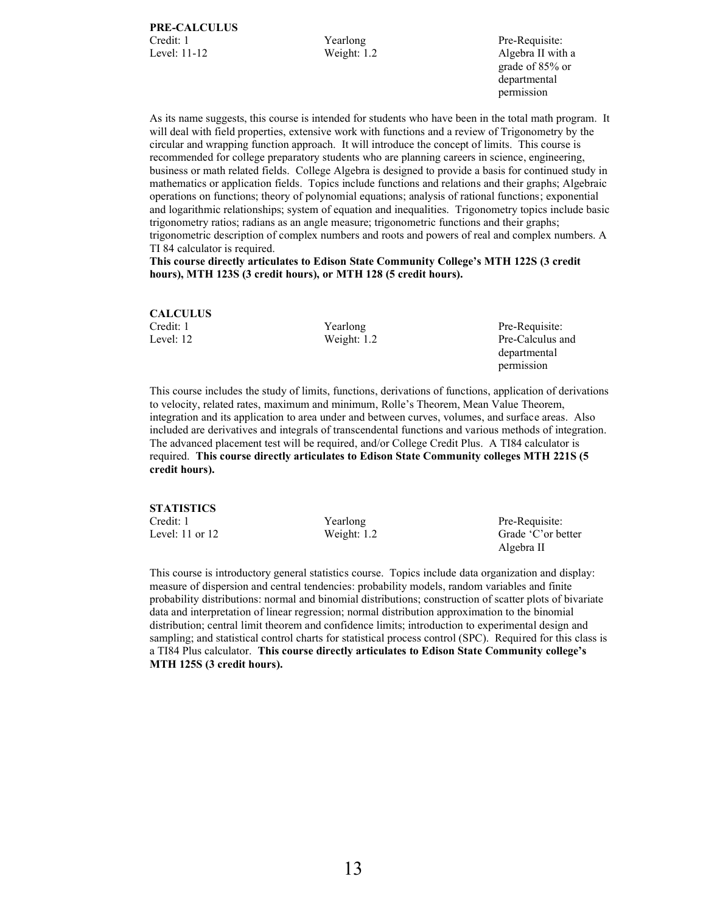**PRE-CALCULUS**

| | | |
|---|---|---|
| Credit: 1 | Yearlong | Pre-Requisite: |
| Level: 11-12 | Weight: 1.2 | Algebra II with a grade of 85% or departmental permission |

As its name suggests, this course is intended for students who have been in the total math program. It will deal with field properties, extensive work with functions and a review of Trigonometry by the circular and wrapping function approach. It will introduce the concept of limits. This course is recommended for college preparatory students who are planning careers in science, engineering, business or math related fields. College Algebra is designed to provide a basis for continued study in mathematics or application fields. Topics include functions and relations and their graphs; Algebraic operations on functions; theory of polynomial equations; analysis of rational functions; exponential and logarithmic relationships; system of equation and inequalities. Trigonometry topics include basic trigonometry ratios; radians as an angle measure; trigonometric functions and their graphs; trigonometric description of complex numbers and roots and powers of real and complex numbers. A TI 84 calculator is required.
**This course directly articulates to Edison State Community College's MTH 122S (3 credit hours), MTH 123S (3 credit hours), or MTH 128 (5 credit hours).**

**CALCULUS**

| | | |
|---|---|---|
| Credit: 1 | Yearlong | Pre-Requisite: |
| Level: 12 | Weight: 1.2 | Pre-Calculus and departmental permission |

This course includes the study of limits, functions, derivations of functions, application of derivations to velocity, related rates, maximum and minimum, Rolle's Theorem, Mean Value Theorem, integration and its application to area under and between curves, volumes, and surface areas. Also included are derivatives and integrals of transcendental functions and various methods of integration. The advanced placement test will be required, and/or College Credit Plus. A TI84 calculator is required. **This course directly articulates to Edison State Community colleges MTH 221S (5 credit hours).**

**STATISTICS**

| | | |
|---|---|---|
| Credit: 1 | Yearlong | Pre-Requisite: |
| Level: 11 or 12 | Weight: 1.2 | Grade 'C'or better Algebra II |

This course is introductory general statistics course. Topics include data organization and display: measure of dispersion and central tendencies: probability models, random variables and finite probability distributions: normal and binomial distributions; construction of scatter plots of bivariate data and interpretation of linear regression; normal distribution approximation to the binomial distribution; central limit theorem and confidence limits; introduction to experimental design and sampling; and statistical control charts for statistical process control (SPC). Required for this class is a TI84 Plus calculator. **This course directly articulates to Edison State Community college's MTH 125S (3 credit hours).**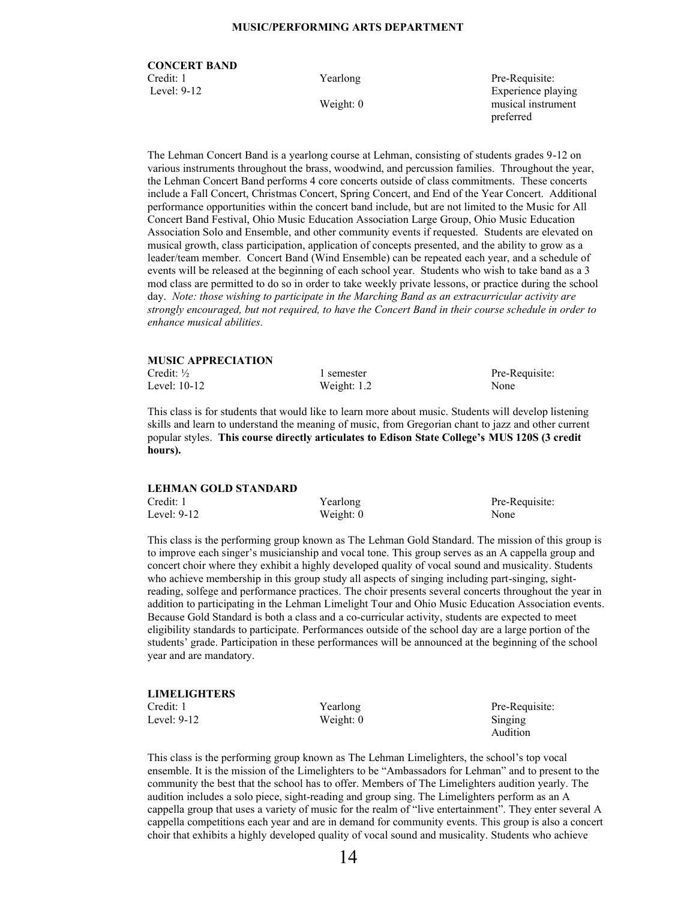**MUSIC/PERFORMING ARTS DEPARTMENT**

**CONCERT BAND**

| | | |
|---|---|---|
| Credit: 1 | Yearlong | Pre-Requisite: |
| Level: 9-12 | | Experience playing |
| | Weight: 0 | musical instrument preferred |

The Lehman Concert Band is a yearlong course at Lehman, consisting of students grades 9-12 on various instruments throughout the brass, woodwind, and percussion families. Throughout the year, the Lehman Concert Band performs 4 core concerts outside of class commitments. These concerts include a Fall Concert, Christmas Concert, Spring Concert, and End of the Year Concert. Additional performance opportunities within the concert band include, but are not limited to the Music for All Concert Band Festival, Ohio Music Education Association Large Group, Ohio Music Education Association Solo and Ensemble, and other community events if requested. Students are elevated on musical growth, class participation, application of concepts presented, and the ability to grow as a leader/team member. Concert Band (Wind Ensemble) can be repeated each year, and a schedule of events will be released at the beginning of each school year. Students who wish to take band as a 3 mod class are permitted to do so in order to take weekly private lessons, or practice during the school day. *Note: those wishing to participate in the Marching Band as an extracurricular activity are strongly encouraged, but not required, to have the Concert Band in their course schedule in order to enhance musical abilities.*

**MUSIC APPRECIATION**

| | | |
|---|---|---|
| Credit: ½ | 1 semester | Pre-Requisite: |
| Level: 10-12 | Weight: 1.2 | None |

This class is for students that would like to learn more about music. Students will develop listening skills and learn to understand the meaning of music, from Gregorian chant to jazz and other current popular styles. **This course directly articulates to Edison State College's MUS 120S (3 credit hours).**

**LEHMAN GOLD STANDARD**

| | | |
|---|---|---|
| Credit: 1 | Yearlong | Pre-Requisite: |
| Level: 9-12 | Weight: 0 | None |

This class is the performing group known as The Lehman Gold Standard. The mission of this group is to improve each singer's musicianship and vocal tone. This group serves as an A cappella group and concert choir where they exhibit a highly developed quality of vocal sound and musicality. Students who achieve membership in this group study all aspects of singing including part-singing, sight-reading, solfege and performance practices. The choir presents several concerts throughout the year in addition to participating in the Lehman Limelight Tour and Ohio Music Education Association events. Because Gold Standard is both a class and a co-curricular activity, students are expected to meet eligibility standards to participate. Performances outside of the school day are a large portion of the students' grade. Participation in these performances will be announced at the beginning of the school year and are mandatory.

**LIMELIGHTERS**

| | | |
|---|---|---|
| Credit: 1 | Yearlong | Pre-Requisite: |
| Level: 9-12 | Weight: 0 | Singing Audition |

This class is the performing group known as The Lehman Limelighters, the school's top vocal ensemble. It is the mission of the Limelighters to be "Ambassadors for Lehman" and to present to the community the best that the school has to offer. Members of The Limelighters audition yearly. The audition includes a solo piece, sight-reading and group sing. The Limelighters perform as an A cappella group that uses a variety of music for the realm of "live entertainment". They enter several A cappella competitions each year and are in demand for community events. This group is also a concert choir that exhibits a highly developed quality of vocal sound and musicality. Students who achieve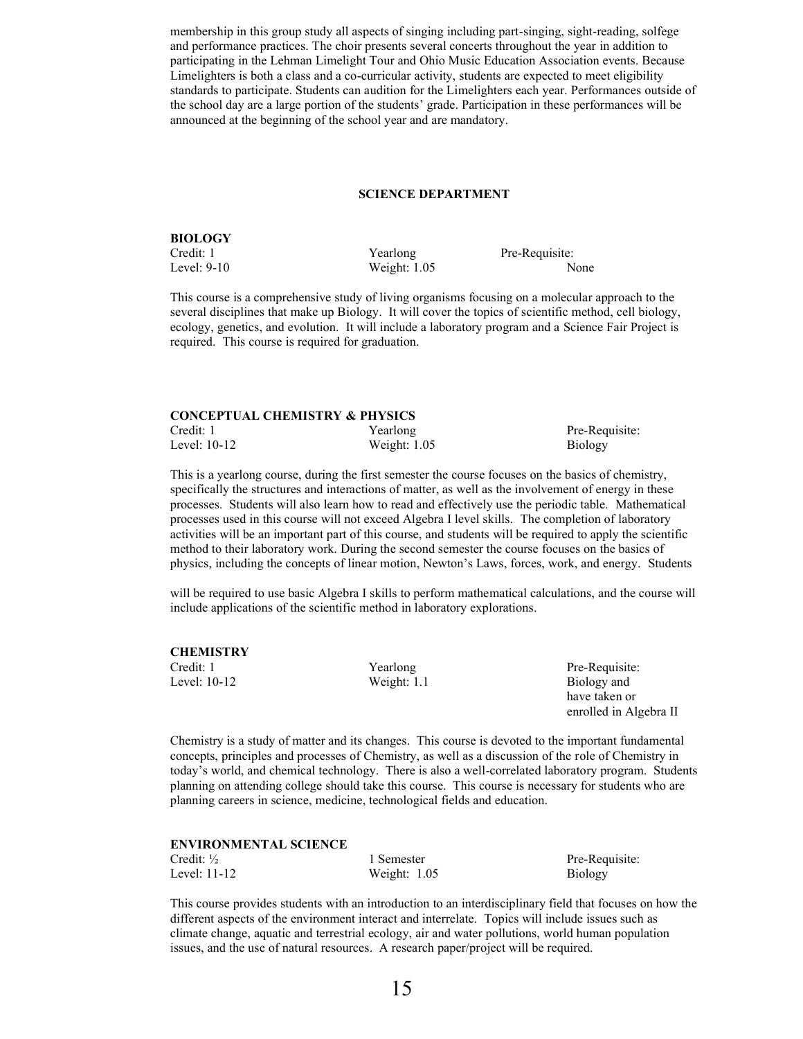membership in this group study all aspects of singing including part-singing, sight-reading, solfege and performance practices. The choir presents several concerts throughout the year in addition to participating in the Lehman Limelight Tour and Ohio Music Education Association events. Because Limelighters is both a class and a co-curricular activity, students are expected to meet eligibility standards to participate. Students can audition for the Limelighters each year. Performances outside of the school day are a large portion of the students' grade. Participation in these performances will be announced at the beginning of the school year and are mandatory.

## SCIENCE DEPARTMENT

### BIOLOGY

| Credit: 1 | Yearlong | Pre-Requisite: |
|---|---|---|
| Level: 9-10 | Weight: 1.05 | None |

This course is a comprehensive study of living organisms focusing on a molecular approach to the several disciplines that make up Biology. It will cover the topics of scientific method, cell biology, ecology, genetics, and evolution. It will include a laboratory program and a Science Fair Project is required. This course is required for graduation.

### CONCEPTUAL CHEMISTRY & PHYSICS

| Credit: 1 | Yearlong | Pre-Requisite: |
|---|---|---|
| Level: 10-12 | Weight: 1.05 | Biology |

This is a yearlong course, during the first semester the course focuses on the basics of chemistry, specifically the structures and interactions of matter, as well as the involvement of energy in these processes. Students will also learn how to read and effectively use the periodic table. Mathematical processes used in this course will not exceed Algebra I level skills. The completion of laboratory activities will be an important part of this course, and students will be required to apply the scientific method to their laboratory work. During the second semester the course focuses on the basics of physics, including the concepts of linear motion, Newton's Laws, forces, work, and energy. Students will be required to use basic Algebra I skills to perform mathematical calculations, and the course will include applications of the scientific method in laboratory explorations.

### CHEMISTRY

| Credit: 1 | Yearlong | Pre-Requisite: |
|---|---|---|
| Level: 10-12 | Weight: 1.1 | Biology and have taken or enrolled in Algebra II |

Chemistry is a study of matter and its changes. This course is devoted to the important fundamental concepts, principles and processes of Chemistry, as well as a discussion of the role of Chemistry in today's world, and chemical technology. There is also a well-correlated laboratory program. Students planning on attending college should take this course. This course is necessary for students who are planning careers in science, medicine, technological fields and education.

### ENVIRONMENTAL SCIENCE

| Credit: ½ | 1 Semester | Pre-Requisite: |
|---|---|---|
| Level: 11-12 | Weight: 1.05 | Biology |

This course provides students with an introduction to an interdisciplinary field that focuses on how the different aspects of the environment interact and interrelate. Topics will include issues such as climate change, aquatic and terrestrial ecology, air and water pollutions, world human population issues, and the use of natural resources. A research paper/project will be required.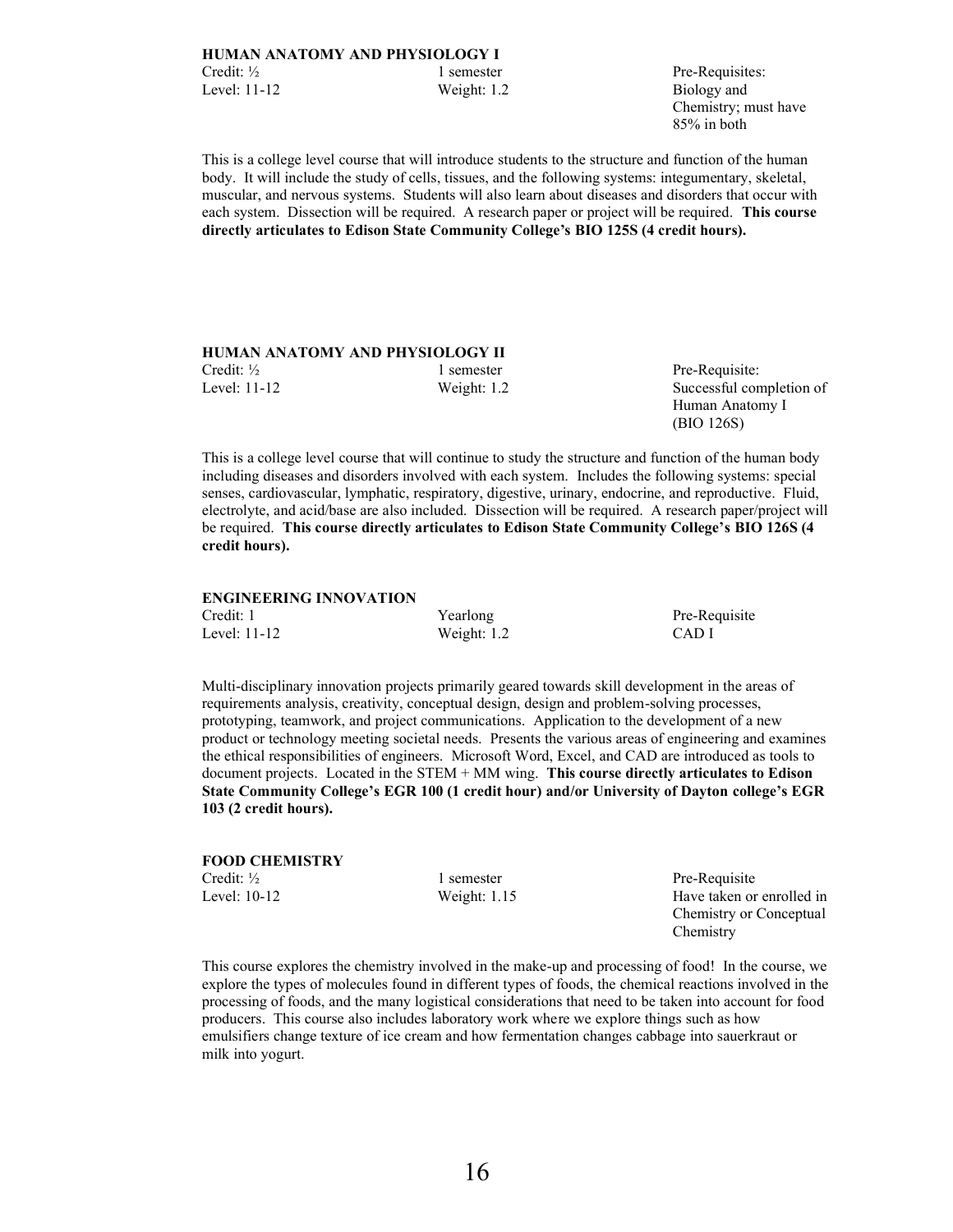### HUMAN ANATOMY AND PHYSIOLOGY I

| | | |
|---|---|---|
| Credit: ½ | 1 semester | Pre-Requisites: |
| Level: 11-12 | Weight: 1.2 | Biology and Chemistry; must have 85% in both |

This is a college level course that will introduce students to the structure and function of the human body. It will include the study of cells, tissues, and the following systems: integumentary, skeletal, muscular, and nervous systems. Students will also learn about diseases and disorders that occur with each system. Dissection will be required. A research paper or project will be required. **This course directly articulates to Edison State Community College's BIO 125S (4 credit hours).**

### HUMAN ANATOMY AND PHYSIOLOGY II

| | | |
|---|---|---|
| Credit: ½ | 1 semester | Pre-Requisite: |
| Level: 11-12 | Weight: 1.2 | Successful completion of Human Anatomy I (BIO 126S) |

This is a college level course that will continue to study the structure and function of the human body including diseases and disorders involved with each system. Includes the following systems: special senses, cardiovascular, lymphatic, respiratory, digestive, urinary, endocrine, and reproductive. Fluid, electrolyte, and acid/base are also included. Dissection will be required. A research paper/project will be required. **This course directly articulates to Edison State Community College's BIO 126S (4 credit hours).**

### ENGINEERING INNOVATION

| | | |
|---|---|---|
| Credit: 1 | Yearlong | Pre-Requisite |
| Level: 11-12 | Weight: 1.2 | CAD I |

Multi-disciplinary innovation projects primarily geared towards skill development in the areas of requirements analysis, creativity, conceptual design, design and problem-solving processes, prototyping, teamwork, and project communications. Application to the development of a new product or technology meeting societal needs. Presents the various areas of engineering and examines the ethical responsibilities of engineers. Microsoft Word, Excel, and CAD are introduced as tools to document projects. Located in the STEM + MM wing. **This course directly articulates to Edison State Community College's EGR 100 (1 credit hour) and/or University of Dayton college's EGR 103 (2 credit hours).**

### FOOD CHEMISTRY

| | | |
|---|---|---|
| Credit: ½ | 1 semester | Pre-Requisite |
| Level: 10-12 | Weight: 1.15 | Have taken or enrolled in Chemistry or Conceptual Chemistry |

This course explores the chemistry involved in the make-up and processing of food! In the course, we explore the types of molecules found in different types of foods, the chemical reactions involved in the processing of foods, and the many logistical considerations that need to be taken into account for food producers. This course also includes laboratory work where we explore things such as how emulsifiers change texture of ice cream and how fermentation changes cabbage into sauerkraut or milk into yogurt.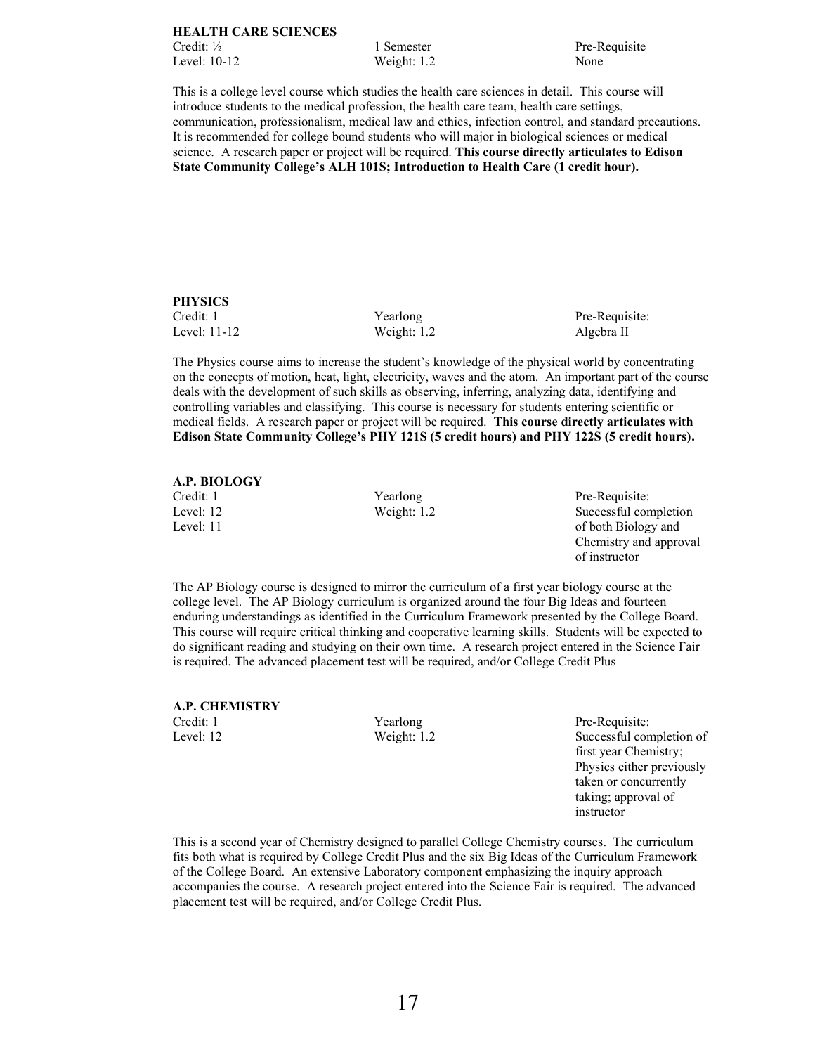**HEALTH CARE SCIENCES**

| | | |
|---|---|---|
| Credit: ½ | 1 Semester | Pre-Requisite |
| Level: 10-12 | Weight: 1.2 | None |

This is a college level course which studies the health care sciences in detail. This course will introduce students to the medical profession, the health care team, health care settings, communication, professionalism, medical law and ethics, infection control, and standard precautions. It is recommended for college bound students who will major in biological sciences or medical science. A research paper or project will be required. **This course directly articulates to Edison State Community College's ALH 101S; Introduction to Health Care (1 credit hour).**

**PHYSICS**

| | | |
|---|---|---|
| Credit: 1 | Yearlong | Pre-Requisite: |
| Level: 11-12 | Weight: 1.2 | Algebra II |

The Physics course aims to increase the student's knowledge of the physical world by concentrating on the concepts of motion, heat, light, electricity, waves and the atom. An important part of the course deals with the development of such skills as observing, inferring, analyzing data, identifying and controlling variables and classifying. This course is necessary for students entering scientific or medical fields. A research paper or project will be required. **This course directly articulates with Edison State Community College's PHY 121S (5 credit hours) and PHY 122S (5 credit hours).**

**A.P. BIOLOGY**

| | | |
|---|---|---|
| Credit: 1 | Yearlong | Pre-Requisite: |
| Level: 12 | Weight: 1.2 | Successful completion |
| Level: 11 | | of both Biology and Chemistry and approval of instructor |

The AP Biology course is designed to mirror the curriculum of a first year biology course at the college level. The AP Biology curriculum is organized around the four Big Ideas and fourteen enduring understandings as identified in the Curriculum Framework presented by the College Board. This course will require critical thinking and cooperative learning skills. Students will be expected to do significant reading and studying on their own time. A research project entered in the Science Fair is required. The advanced placement test will be required, and/or College Credit Plus

**A.P. CHEMISTRY**

| | | |
|---|---|---|
| Credit: 1 | Yearlong | Pre-Requisite: |
| Level: 12 | Weight: 1.2 | Successful completion of first year Chemistry; Physics either previously taken or concurrently taking; approval of instructor |

This is a second year of Chemistry designed to parallel College Chemistry courses. The curriculum fits both what is required by College Credit Plus and the six Big Ideas of the Curriculum Framework of the College Board. An extensive Laboratory component emphasizing the inquiry approach accompanies the course. A research project entered into the Science Fair is required. The advanced placement test will be required, and/or College Credit Plus.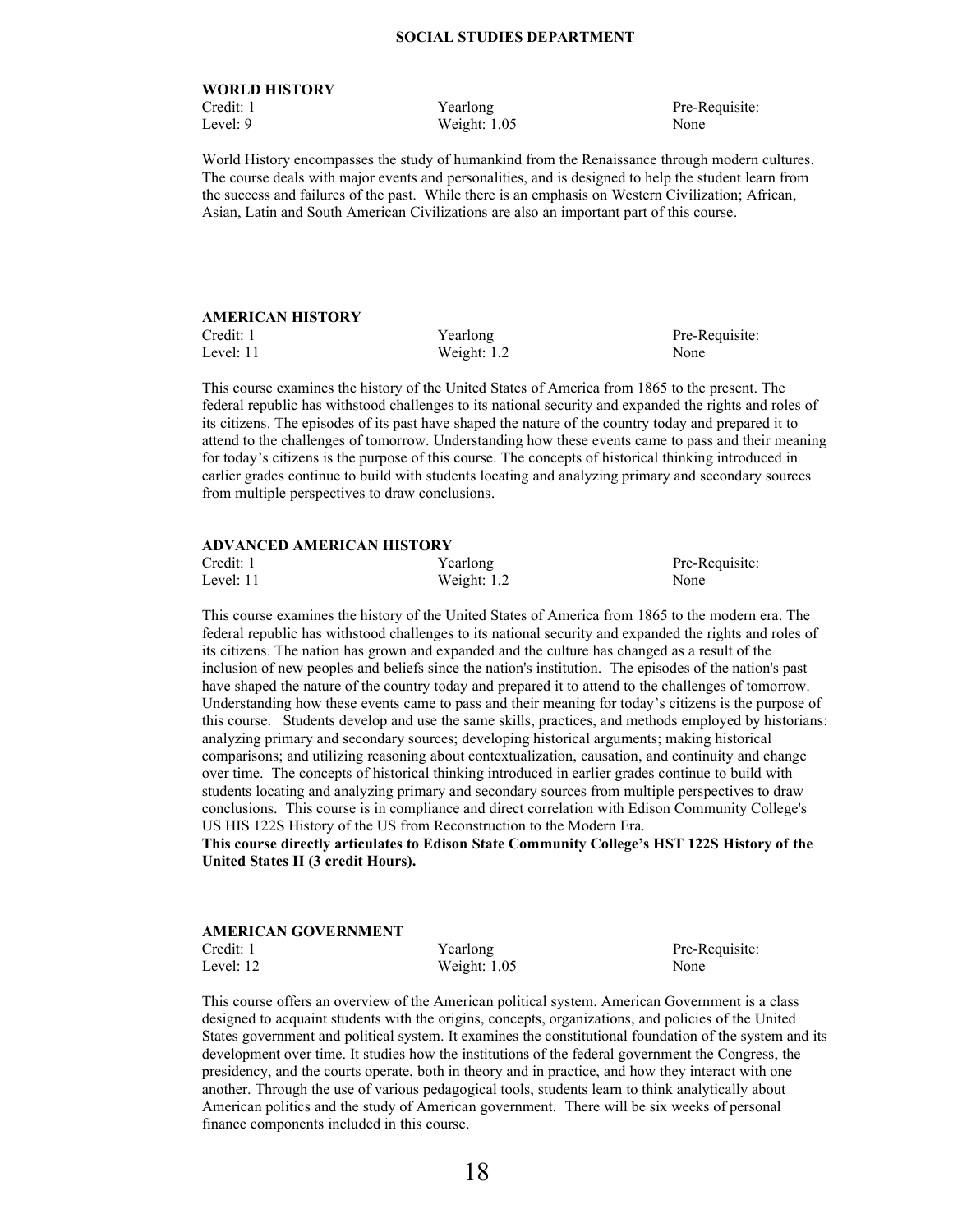# SOCIAL STUDIES DEPARTMENT

## WORLD HISTORY

| Credit: 1 | Yearlong | Pre-Requisite: |
|---|---|---|
| Level: 9 | Weight: 1.05 | None |

World History encompasses the study of humankind from the Renaissance through modern cultures. The course deals with major events and personalities, and is designed to help the student learn from the success and failures of the past. While there is an emphasis on Western Civilization; African, Asian, Latin and South American Civilizations are also an important part of this course.

## AMERICAN HISTORY

| Credit: 1 | Yearlong | Pre-Requisite: |
|---|---|---|
| Level: 11 | Weight: 1.2 | None |

This course examines the history of the United States of America from 1865 to the present. The federal republic has withstood challenges to its national security and expanded the rights and roles of its citizens. The episodes of its past have shaped the nature of the country today and prepared it to attend to the challenges of tomorrow. Understanding how these events came to pass and their meaning for today's citizens is the purpose of this course. The concepts of historical thinking introduced in earlier grades continue to build with students locating and analyzing primary and secondary sources from multiple perspectives to draw conclusions.

## ADVANCED AMERICAN HISTORY

| Credit: 1 | Yearlong | Pre-Requisite: |
|---|---|---|
| Level: 11 | Weight: 1.2 | None |

This course examines the history of the United States of America from 1865 to the modern era. The federal republic has withstood challenges to its national security and expanded the rights and roles of its citizens. The nation has grown and expanded and the culture has changed as a result of the inclusion of new peoples and beliefs since the nation's institution. The episodes of the nation's past have shaped the nature of the country today and prepared it to attend to the challenges of tomorrow. Understanding how these events came to pass and their meaning for today's citizens is the purpose of this course. Students develop and use the same skills, practices, and methods employed by historians: analyzing primary and secondary sources; developing historical arguments; making historical comparisons; and utilizing reasoning about contextualization, causation, and continuity and change over time. The concepts of historical thinking introduced in earlier grades continue to build with students locating and analyzing primary and secondary sources from multiple perspectives to draw conclusions. This course is in compliance and direct correlation with Edison Community College's US HIS 122S History of the US from Reconstruction to the Modern Era.

**This course directly articulates to Edison State Community College's HST 122S History of the United States II (3 credit Hours).**

## AMERICAN GOVERNMENT

| Credit: 1 | Yearlong | Pre-Requisite: |
|---|---|---|
| Level: 12 | Weight: 1.05 | None |

This course offers an overview of the American political system. American Government is a class designed to acquaint students with the origins, concepts, organizations, and policies of the United States government and political system. It examines the constitutional foundation of the system and its development over time. It studies how the institutions of the federal government the Congress, the presidency, and the courts operate, both in theory and in practice, and how they interact with one another. Through the use of various pedagogical tools, students learn to think analytically about American politics and the study of American government. There will be six weeks of personal finance components included in this course.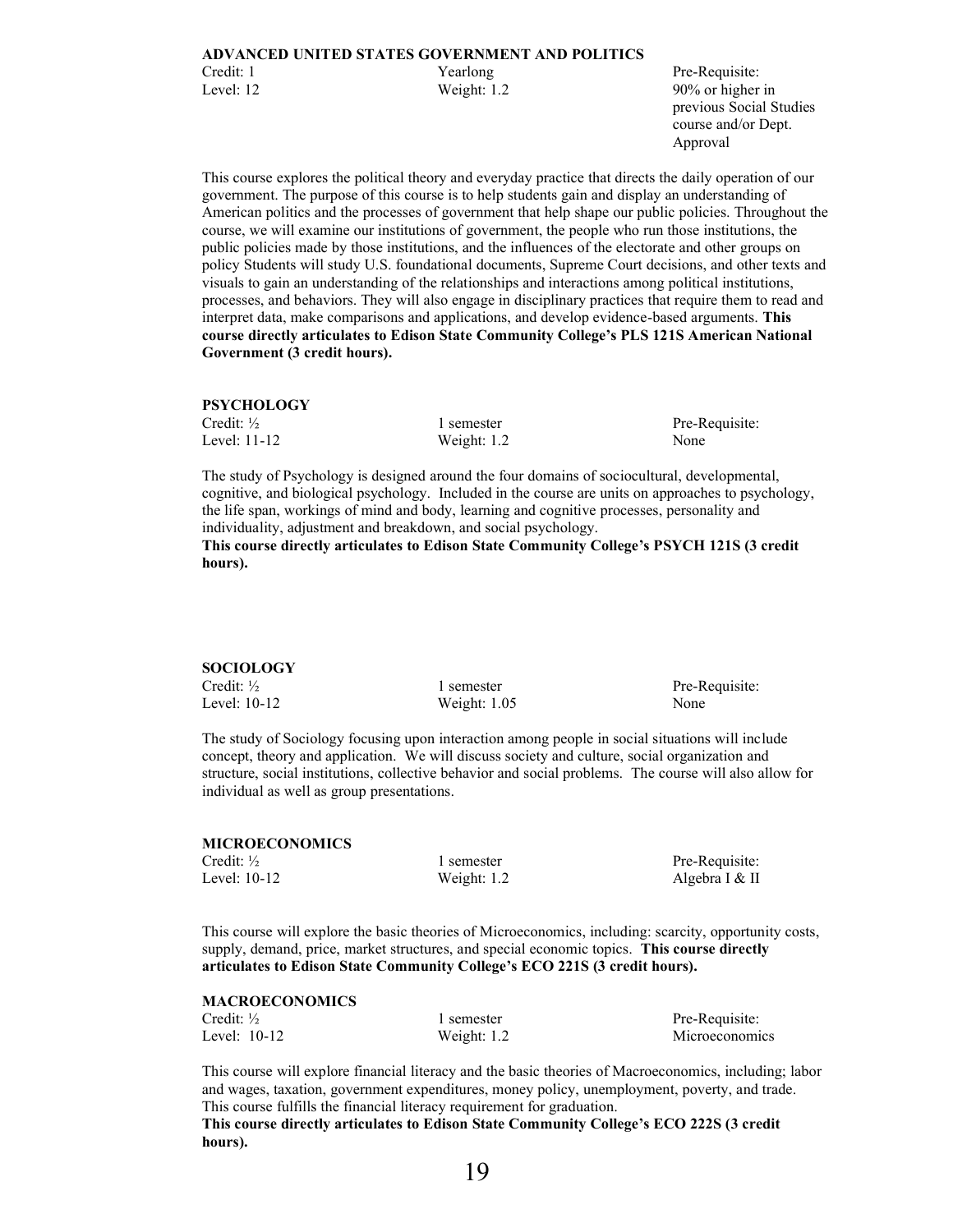**ADVANCED UNITED STATES GOVERNMENT AND POLITICS**

| Credit: 1 | Yearlong | Pre-Requisite: |
|---|---|---|
| Level: 12 | Weight: 1.2 | 90% or higher in previous Social Studies course and/or Dept. Approval |

This course explores the political theory and everyday practice that directs the daily operation of our government. The purpose of this course is to help students gain and display an understanding of American politics and the processes of government that help shape our public policies. Throughout the course, we will examine our institutions of government, the people who run those institutions, the public policies made by those institutions, and the influences of the electorate and other groups on policy Students will study U.S. foundational documents, Supreme Court decisions, and other texts and visuals to gain an understanding of the relationships and interactions among political institutions, processes, and behaviors. They will also engage in disciplinary practices that require them to read and interpret data, make comparisons and applications, and develop evidence-based arguments. **This course directly articulates to Edison State Community College's PLS 121S American National Government (3 credit hours).**

**PSYCHOLOGY**

| Credit: ½ | 1 semester | Pre-Requisite: |
|---|---|---|
| Level: 11-12 | Weight: 1.2 | None |

The study of Psychology is designed around the four domains of sociocultural, developmental, cognitive, and biological psychology. Included in the course are units on approaches to psychology, the life span, workings of mind and body, learning and cognitive processes, personality and individuality, adjustment and breakdown, and social psychology.
**This course directly articulates to Edison State Community College's PSYCH 121S (3 credit hours).**

**SOCIOLOGY**

| Credit: ½ | 1 semester | Pre-Requisite: |
|---|---|---|
| Level: 10-12 | Weight: 1.05 | None |

The study of Sociology focusing upon interaction among people in social situations will include concept, theory and application. We will discuss society and culture, social organization and structure, social institutions, collective behavior and social problems. The course will also allow for individual as well as group presentations.

**MICROECONOMICS**

| Credit: ½ | 1 semester | Pre-Requisite: |
|---|---|---|
| Level: 10-12 | Weight: 1.2 | Algebra I & II |

This course will explore the basic theories of Microeconomics, including: scarcity, opportunity costs, supply, demand, price, market structures, and special economic topics. **This course directly articulates to Edison State Community College's ECO 221S (3 credit hours).**

**MACROECONOMICS**

| Credit: ½ | 1 semester | Pre-Requisite: |
|---|---|---|
| Level: 10-12 | Weight: 1.2 | Microeconomics |

This course will explore financial literacy and the basic theories of Macroeconomics, including; labor and wages, taxation, government expenditures, money policy, unemployment, poverty, and trade. This course fulfills the financial literacy requirement for graduation.
**This course directly articulates to Edison State Community College's ECO 222S (3 credit hours).**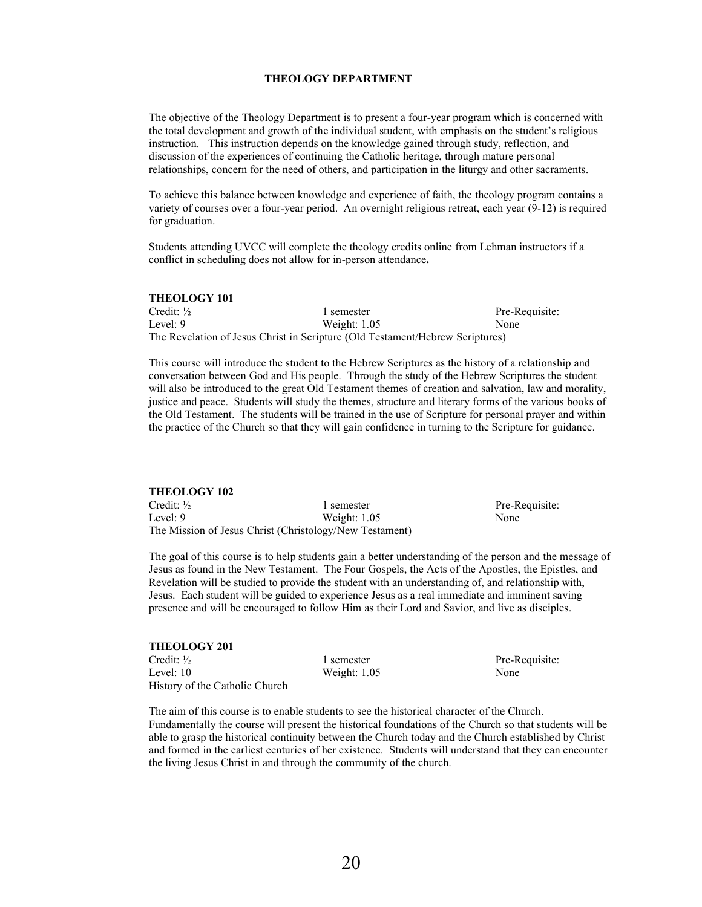## THEOLOGY DEPARTMENT

The objective of the Theology Department is to present a four-year program which is concerned with the total development and growth of the individual student, with emphasis on the student's religious instruction. This instruction depends on the knowledge gained through study, reflection, and discussion of the experiences of continuing the Catholic heritage, through mature personal relationships, concern for the need of others, and participation in the liturgy and other sacraments.

To achieve this balance between knowledge and experience of faith, the theology program contains a variety of courses over a four-year period. An overnight religious retreat, each year (9-12) is required for graduation.

Students attending UVCC will complete the theology credits online from Lehman instructors if a conflict in scheduling does not allow for in-person attendance**.**

### THEOLOGY 101

| | | |
|---|---|---|
| Credit: ½ | 1 semester | Pre-Requisite: |
| Level: 9 | Weight: 1.05 | None |

The Revelation of Jesus Christ in Scripture (Old Testament/Hebrew Scriptures)

This course will introduce the student to the Hebrew Scriptures as the history of a relationship and conversation between God and His people. Through the study of the Hebrew Scriptures the student will also be introduced to the great Old Testament themes of creation and salvation, law and morality, justice and peace. Students will study the themes, structure and literary forms of the various books of the Old Testament. The students will be trained in the use of Scripture for personal prayer and within the practice of the Church so that they will gain confidence in turning to the Scripture for guidance.

### THEOLOGY 102

| | | |
|---|---|---|
| Credit: ½ | 1 semester | Pre-Requisite: |
| Level: 9 | Weight: 1.05 | None |

The Mission of Jesus Christ (Christology/New Testament)

The goal of this course is to help students gain a better understanding of the person and the message of Jesus as found in the New Testament. The Four Gospels, the Acts of the Apostles, the Epistles, and Revelation will be studied to provide the student with an understanding of, and relationship with, Jesus. Each student will be guided to experience Jesus as a real immediate and imminent saving presence and will be encouraged to follow Him as their Lord and Savior, and live as disciples.

### THEOLOGY 201

| | | |
|---|---|---|
| Credit: ½ | 1 semester | Pre-Requisite: |
| Level: 10 | Weight: 1.05 | None |

History of the Catholic Church

The aim of this course is to enable students to see the historical character of the Church. Fundamentally the course will present the historical foundations of the Church so that students will be able to grasp the historical continuity between the Church today and the Church established by Christ and formed in the earliest centuries of her existence. Students will understand that they can encounter the living Jesus Christ in and through the community of the church.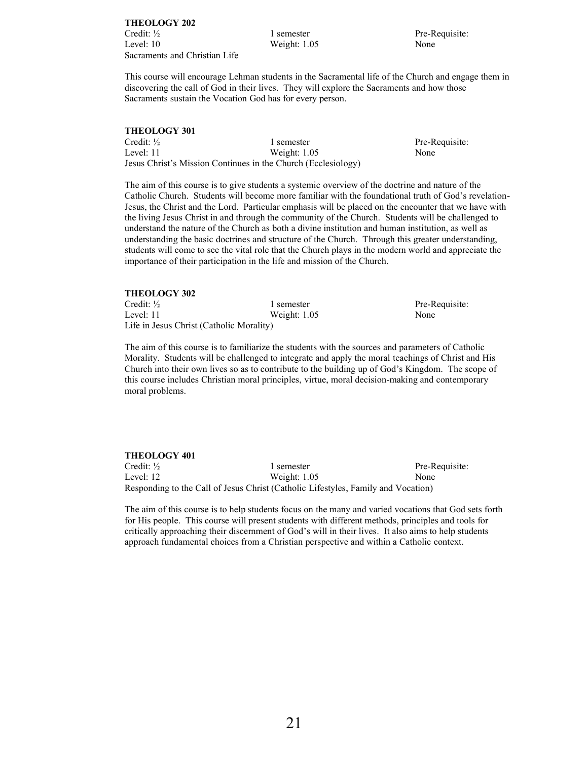**THEOLOGY 202**

Credit: ½ | 1 semester | Pre-Requisite:
Level: 10 | Weight: 1.05 | None
Sacraments and Christian Life

This course will encourage Lehman students in the Sacramental life of the Church and engage them in discovering the call of God in their lives. They will explore the Sacraments and how those Sacraments sustain the Vocation God has for every person.

**THEOLOGY 301**

Credit: ½ | 1 semester | Pre-Requisite:
Level: 11 | Weight: 1.05 | None
Jesus Christ's Mission Continues in the Church (Ecclesiology)

The aim of this course is to give students a systemic overview of the doctrine and nature of the Catholic Church. Students will become more familiar with the foundational truth of God's revelation-Jesus, the Christ and the Lord. Particular emphasis will be placed on the encounter that we have with the living Jesus Christ in and through the community of the Church. Students will be challenged to understand the nature of the Church as both a divine institution and human institution, as well as understanding the basic doctrines and structure of the Church. Through this greater understanding, students will come to see the vital role that the Church plays in the modern world and appreciate the importance of their participation in the life and mission of the Church.

**THEOLOGY 302**

Credit: ½ | 1 semester | Pre-Requisite:
Level: 11 | Weight: 1.05 | None
Life in Jesus Christ (Catholic Morality)

The aim of this course is to familiarize the students with the sources and parameters of Catholic Morality. Students will be challenged to integrate and apply the moral teachings of Christ and His Church into their own lives so as to contribute to the building up of God's Kingdom. The scope of this course includes Christian moral principles, virtue, moral decision-making and contemporary moral problems.

**THEOLOGY 401**

Credit: ½ | 1 semester | Pre-Requisite:
Level: 12 | Weight: 1.05 | None
Responding to the Call of Jesus Christ (Catholic Lifestyles, Family and Vocation)

The aim of this course is to help students focus on the many and varied vocations that God sets forth for His people. This course will present students with different methods, principles and tools for critically approaching their discernment of God's will in their lives. It also aims to help students approach fundamental choices from a Christian perspective and within a Catholic context.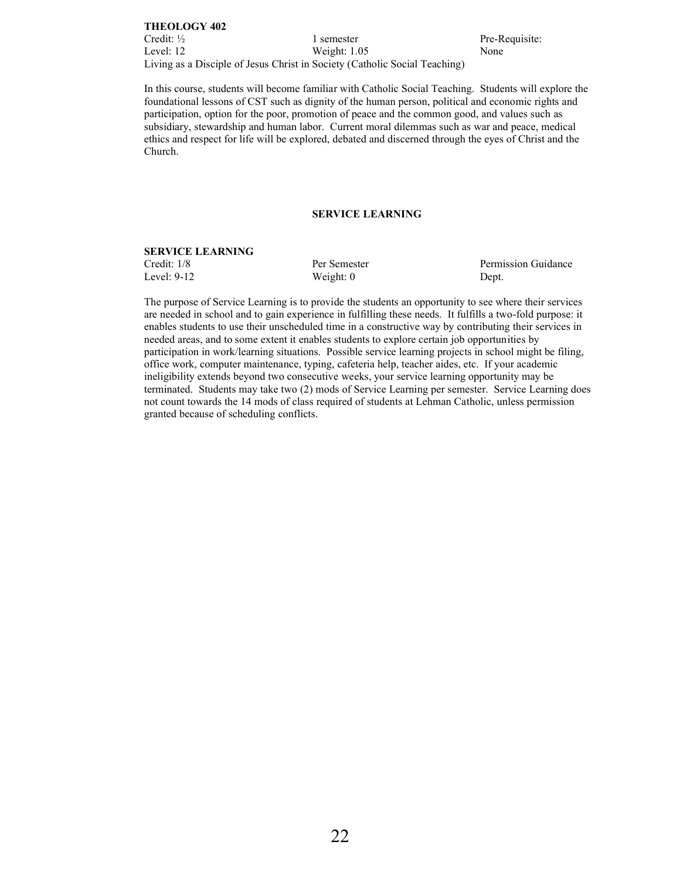**THEOLOGY 402**

| | | |
|---|---|---|
| Credit: ½ | 1 semester | Pre-Requisite: |
| Level: 12 | Weight: 1.05 | None |

Living as a Disciple of Jesus Christ in Society (Catholic Social Teaching)

In this course, students will become familiar with Catholic Social Teaching. Students will explore the foundational lessons of CST such as dignity of the human person, political and economic rights and participation, option for the poor, promotion of peace and the common good, and values such as subsidiary, stewardship and human labor. Current moral dilemmas such as war and peace, medical ethics and respect for life will be explored, debated and discerned through the eyes of Christ and the Church.

## SERVICE LEARNING

**SERVICE LEARNING**

| | | |
|---|---|---|
| Credit: 1/8 | Per Semester | Permission Guidance |
| Level: 9-12 | Weight: 0 | Dept. |

The purpose of Service Learning is to provide the students an opportunity to see where their services are needed in school and to gain experience in fulfilling these needs. It fulfills a two-fold purpose: it enables students to use their unscheduled time in a constructive way by contributing their services in needed areas, and to some extent it enables students to explore certain job opportunities by participation in work/learning situations. Possible service learning projects in school might be filing, office work, computer maintenance, typing, cafeteria help, teacher aides, etc. If your academic ineligibility extends beyond two consecutive weeks, your service learning opportunity may be terminated. Students may take two (2) mods of Service Learning per semester. Service Learning does not count towards the 14 mods of class required of students at Lehman Catholic, unless permission granted because of scheduling conflicts.